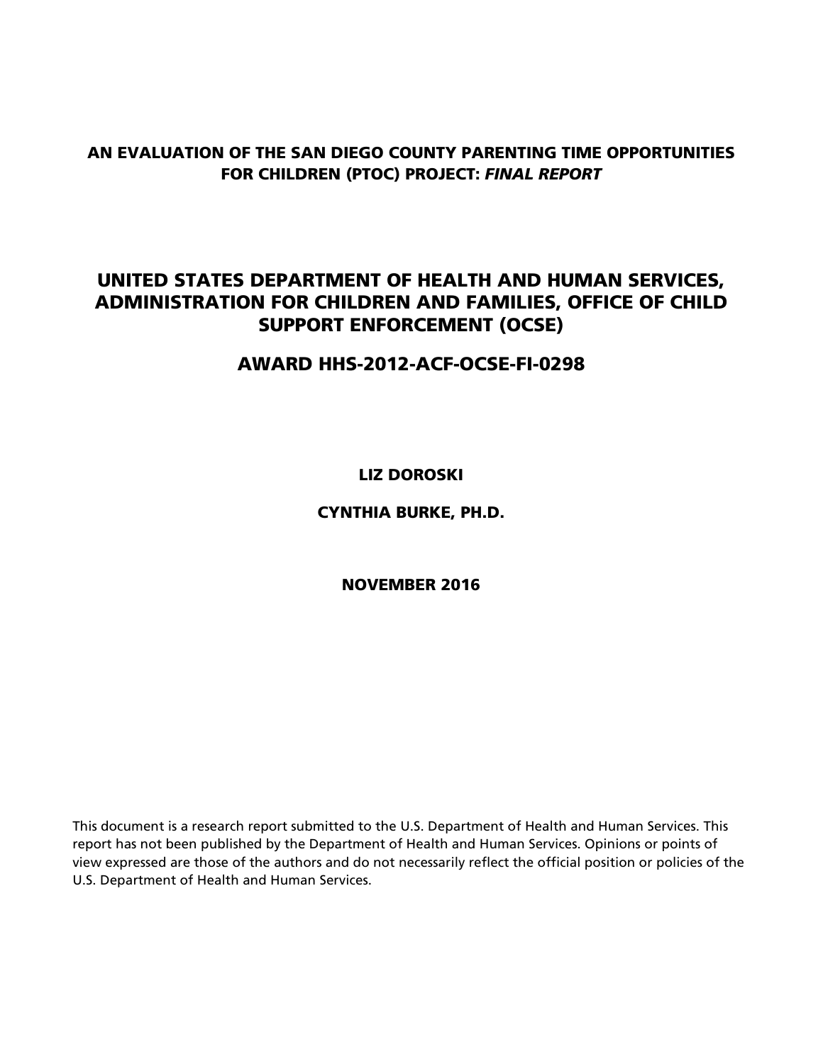# AN EVALUATION OF THE SAN DIEGO COUNTY PARENTING TIME OPPORTUNITIES FOR CHILDREN (PTOC) PROJECT: *FINAL REPORT*

## UNITED STATES DEPARTMENT OF HEALTH AND HUMAN SERVICES, ADMINISTRATION FOR CHILDREN AND FAMILIES, OFFICE OF CHILD SUPPORT ENFORCEMENT (OCSE)

## AWARD HHS-2012-ACF-OCSE-FI-0298

**LIZ DOROSKI**

**CYNTHIA BURKE, PH.D.**

**NOVEMBER 2016**

This document is a research report submitted to the U.S. Department of Health and Human Services. This report has not been published by the Department of Health and Human Services. Opinions or points of view expressed are those of the authors and do not necessarily reflect the official position or policies of the U.S. Department of Health and Human Services.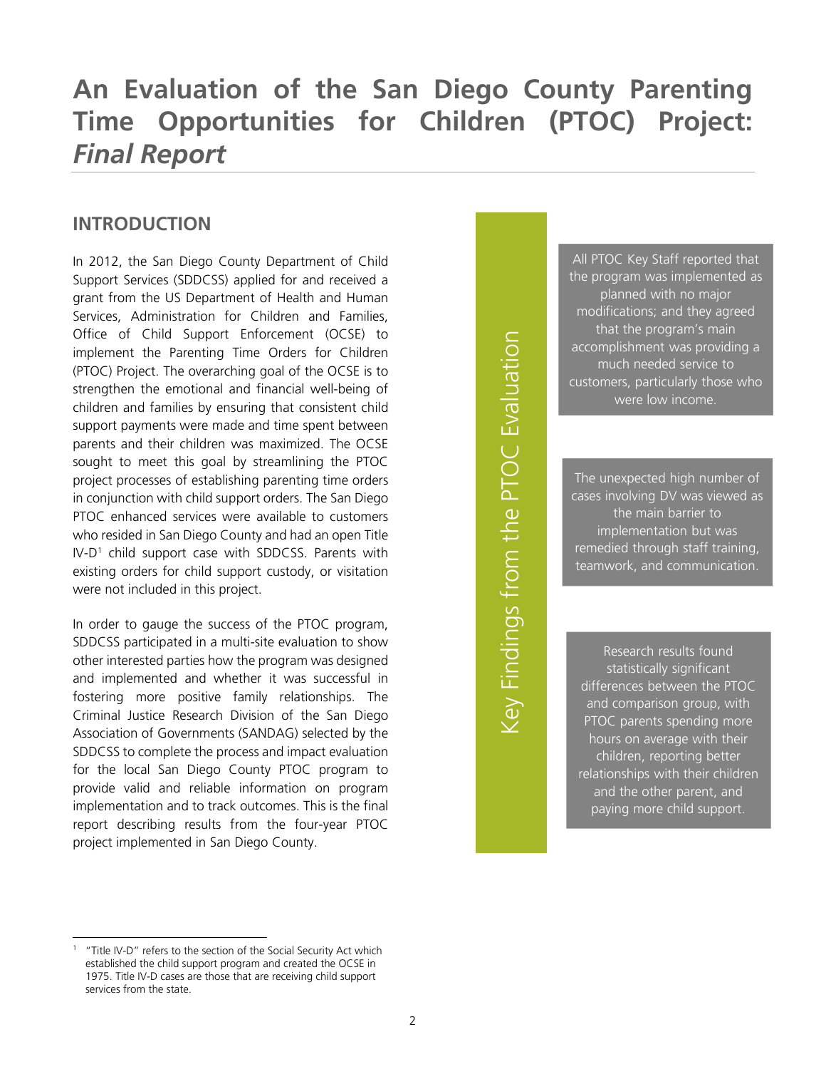# An Evaluation of the San Diego County Parenting Time Opportunities for Children (PTOC) Project: *Final Report*

## INTRODUCTION

In 2012, the San Diego County Department of Child Support Services (SDDCSS) applied for and received a grant from the US Department of Health and Human Services, Administration for Children and Families, Office of Child Support Enforcement (OCSE) to implement the Parenting Time Orders for Children (PTOC) Project. The overarching goal of the OCSE is to strengthen the emotional and financial well-being of children and families by ensuring that consistent child support payments were made and time spent between parents and their children was maximized. The OCSE sought to meet this goal by streamlining the PTOC project processes of establishing parenting time orders in conjunction with child support orders. The San Diego PTOC enhanced services were available to customers who resided in San Diego County and had an open Title IV-D[1] child support case with SDDCSS. Parents with existing orders for child support custody, or visitation were not included in this project.

In order to gauge the success of the PTOC program, SDDCSS participated in a multi-site evaluation to show other interested parties how the program was designed and implemented and whether it was successful in fostering more positive family relationships. The Criminal Justice Research Division of the San Diego Association of Governments (SANDAG) selected by the SDDCSS to complete the process and impact evaluation for the local San Diego County PTOC program to provide valid and reliable information on program implementation and to track outcomes. This is the final report describing results from the four-year PTOC project implemented in San Diego County.

### Key Findings from the PTOC Evaluation

All PTOC Key Staff reported that the program was implemented as planned with no major modifications; and they agreed that the program's main accomplishment was providing a much needed service to customers, particularly those who were low income.

The unexpected high number of cases involving DV was viewed as the main barrier to implementation but was remedied through staff training, teamwork, and communication.

Research results found statistically significant differences between the PTOC and comparison group, with PTOC parents spending more hours on average with their children, reporting better relationships with their children and the other parent, and paying more child support.

---

[1] "Title IV-D" refers to the section of the Social Security Act which established the child support program and created the OCSE in 1975. Title IV-D cases are those that are receiving child support services from the state.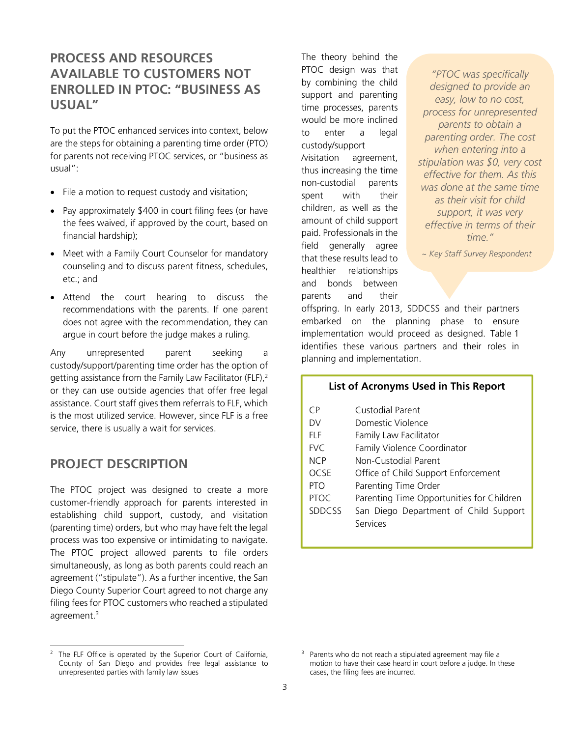## PROCESS AND RESOURCES AVAILABLE TO CUSTOMERS NOT ENROLLED IN PTOC: "BUSINESS AS USUAL"

To put the PTOC enhanced services into context, below are the steps for obtaining a parenting time order (PTO) for parents not receiving PTOC services, or "business as usual":

- File a motion to request custody and visitation;
- Pay approximately $400 in court filing fees (or have the fees waived, if approved by the court, based on financial hardship);
- Meet with a Family Court Counselor for mandatory counseling and to discuss parent fitness, schedules, etc.; and
- Attend the court hearing to discuss the recommendations with the parents. If one parent does not agree with the recommendation, they can argue in court before the judge makes a ruling.

Any unrepresented parent seeking a custody/support/parenting time order has the option of getting assistance from the Family Law Facilitator (FLF),[2] or they can use outside agencies that offer free legal assistance. Court staff gives them referrals to FLF, which is the most utilized service. However, since FLF is a free service, there is usually a wait for services.

## PROJECT DESCRIPTION

The PTOC project was designed to create a more customer-friendly approach for parents interested in establishing child support, custody, and visitation (parenting time) orders, but who may have felt the legal process was too expensive or intimidating to navigate. The PTOC project allowed parents to file orders simultaneously, as long as both parents could reach an agreement ("stipulate"). As a further incentive, the San Diego County Superior Court agreed to not charge any filing fees for PTOC customers who reached a stipulated agreement.[3]

The theory behind the PTOC design was that by combining the child support and parenting time processes, parents would be more inclined to enter a legal custody/support /visitation agreement, thus increasing the time non-custodial parents spent with their children, as well as the amount of child support paid. Professionals in the field generally agree that these results lead to healthier relationships and bonds between parents and their offspring. In early 2013, SDDCSS and their partners embarked on the planning phase to ensure implementation would proceed as designed. Table 1 identifies these various partners and their roles in planning and implementation.

> *"PTOC was specifically designed to provide an easy, low to no cost, process for unrepresented parents to obtain a parenting order. The cost when entering into a stipulation was $0, very cost effective for them. As this was done at the same time as their visit for child support, it was very effective in terms of their time."*
>
> *~ Key Staff Survey Respondent*

**List of Acronyms Used in This Report**

| | |
|---|---|
| CP | Custodial Parent |
| DV | Domestic Violence |
| FLF | Family Law Facilitator |
| FVC | Family Violence Coordinator |
| NCP | Non-Custodial Parent |
| OCSE | Office of Child Support Enforcement |
| PTO | Parenting Time Order |
| PTOC | Parenting Time Opportunities for Children |
| SDDCSS | San Diego Department of Child Support Services |

[2] The FLF Office is operated by the Superior Court of California, County of San Diego and provides free legal assistance to unrepresented parties with family law issues

[3] Parents who do not reach a stipulated agreement may file a motion to have their case heard in court before a judge. In these cases, the filing fees are incurred.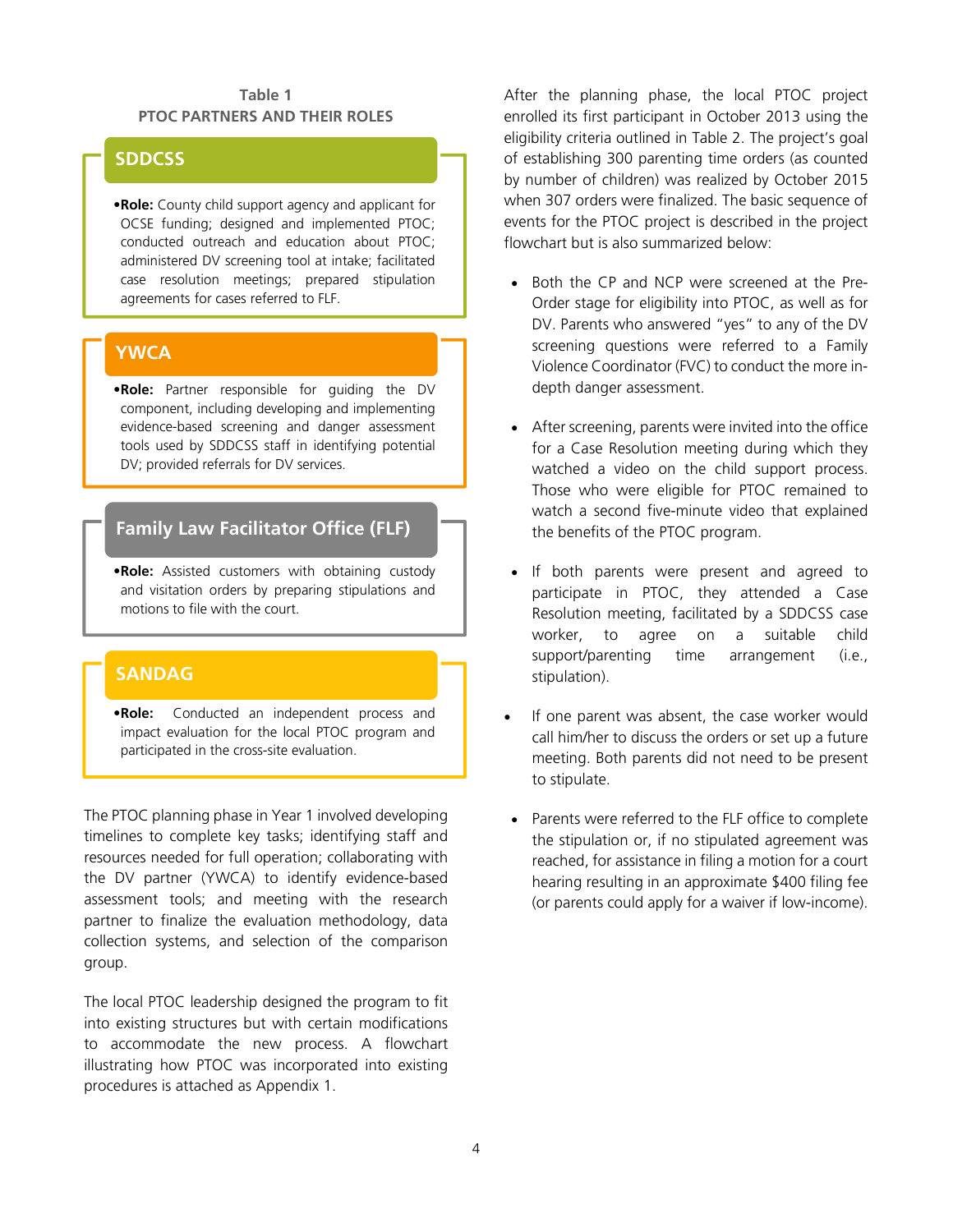**Table 1**
**PTOC PARTNERS AND THEIR ROLES**

### SDDCSS

- **Role:** County child support agency and applicant for OCSE funding; designed and implemented PTOC; conducted outreach and education about PTOC; administered DV screening tool at intake; facilitated case resolution meetings; prepared stipulation agreements for cases referred to FLF.

### YWCA

- **Role:** Partner responsible for guiding the DV component, including developing and implementing evidence-based screening and danger assessment tools used by SDDCSS staff in identifying potential DV; provided referrals for DV services.

### Family Law Facilitator Office (FLF)

- **Role:** Assisted customers with obtaining custody and visitation orders by preparing stipulations and motions to file with the court.

### SANDAG

- **Role:** Conducted an independent process and impact evaluation for the local PTOC program and participated in the cross-site evaluation.

The PTOC planning phase in Year 1 involved developing timelines to complete key tasks; identifying staff and resources needed for full operation; collaborating with the DV partner (YWCA) to identify evidence-based assessment tools; and meeting with the research partner to finalize the evaluation methodology, data collection systems, and selection of the comparison group.

The local PTOC leadership designed the program to fit into existing structures but with certain modifications to accommodate the new process. A flowchart illustrating how PTOC was incorporated into existing procedures is attached as Appendix 1.

After the planning phase, the local PTOC project enrolled its first participant in October 2013 using the eligibility criteria outlined in Table 2. The project's goal of establishing 300 parenting time orders (as counted by number of children) was realized by October 2015 when 307 orders were finalized. The basic sequence of events for the PTOC project is described in the project flowchart but is also summarized below:

- Both the CP and NCP were screened at the Pre-Order stage for eligibility into PTOC, as well as for DV. Parents who answered "yes" to any of the DV screening questions were referred to a Family Violence Coordinator (FVC) to conduct the more in-depth danger assessment.
- After screening, parents were invited into the office for a Case Resolution meeting during which they watched a video on the child support process. Those who were eligible for PTOC remained to watch a second five-minute video that explained the benefits of the PTOC program.
- If both parents were present and agreed to participate in PTOC, they attended a Case Resolution meeting, facilitated by a SDDCSS case worker, to agree on a suitable child support/parenting time arrangement (i.e., stipulation).
- If one parent was absent, the case worker would call him/her to discuss the orders or set up a future meeting. Both parents did not need to be present to stipulate.
- Parents were referred to the FLF office to complete the stipulation or, if no stipulated agreement was reached, for assistance in filing a motion for a court hearing resulting in an approximate $400 filing fee (or parents could apply for a waiver if low-income).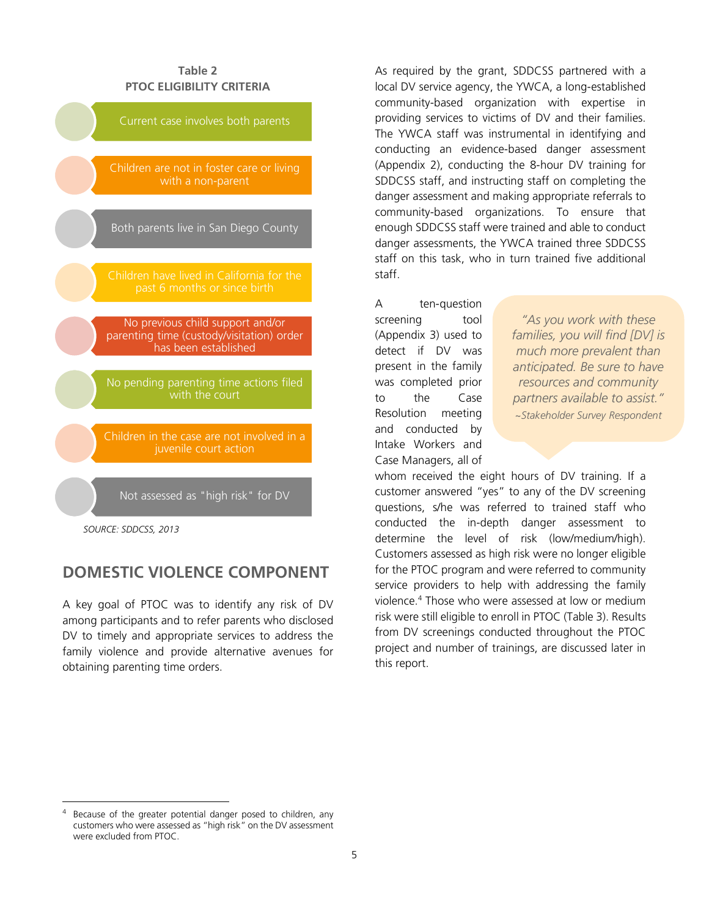**Table 2**
**PTOC ELIGIBILITY CRITERIA**

- Current case involves both parents
- Children are not in foster care or living with a non-parent
- Both parents live in San Diego County
- Children have lived in California for the past 6 months or since birth
- No previous child support and/or parenting time (custody/visitation) order has been established
- No pending parenting time actions filed with the court
- Children in the case are not involved in a juvenile court action
- Not assessed as "high risk" for DV

*SOURCE: SDDCSS, 2013*

## DOMESTIC VIOLENCE COMPONENT

A key goal of PTOC was to identify any risk of DV among participants and to refer parents who disclosed DV to timely and appropriate services to address the family violence and provide alternative avenues for obtaining parenting time orders.

As required by the grant, SDDCSS partnered with a local DV service agency, the YWCA, a long-established community-based organization with expertise in providing services to victims of DV and their families. The YWCA staff was instrumental in identifying and conducting an evidence-based danger assessment (Appendix 2), conducting the 8-hour DV training for SDDCSS staff, and instructing staff on completing the danger assessment and making appropriate referrals to community-based organizations. To ensure that enough SDDCSS staff were trained and able to conduct danger assessments, the YWCA trained three SDDCSS staff on this task, who in turn trained five additional staff.

> *"As you work with these families, you will find [DV] is much more prevalent than anticipated. Be sure to have resources and community partners available to assist."*
> *~Stakeholder Survey Respondent*

A ten-question screening tool (Appendix 3) used to detect if DV was present in the family was completed prior to the Case Resolution meeting and conducted by Intake Workers and Case Managers, all of whom received the eight hours of DV training. If a customer answered "yes" to any of the DV screening questions, s/he was referred to trained staff who conducted the in-depth danger assessment to determine the level of risk (low/medium/high). Customers assessed as high risk were no longer eligible for the PTOC program and were referred to community service providers to help with addressing the family violence.[4] Those who were assessed at low or medium risk were still eligible to enroll in PTOC (Table 3). Results from DV screenings conducted throughout the PTOC project and number of trainings, are discussed later in this report.

---

[4] Because of the greater potential danger posed to children, any customers who were assessed as "high risk" on the DV assessment were excluded from PTOC.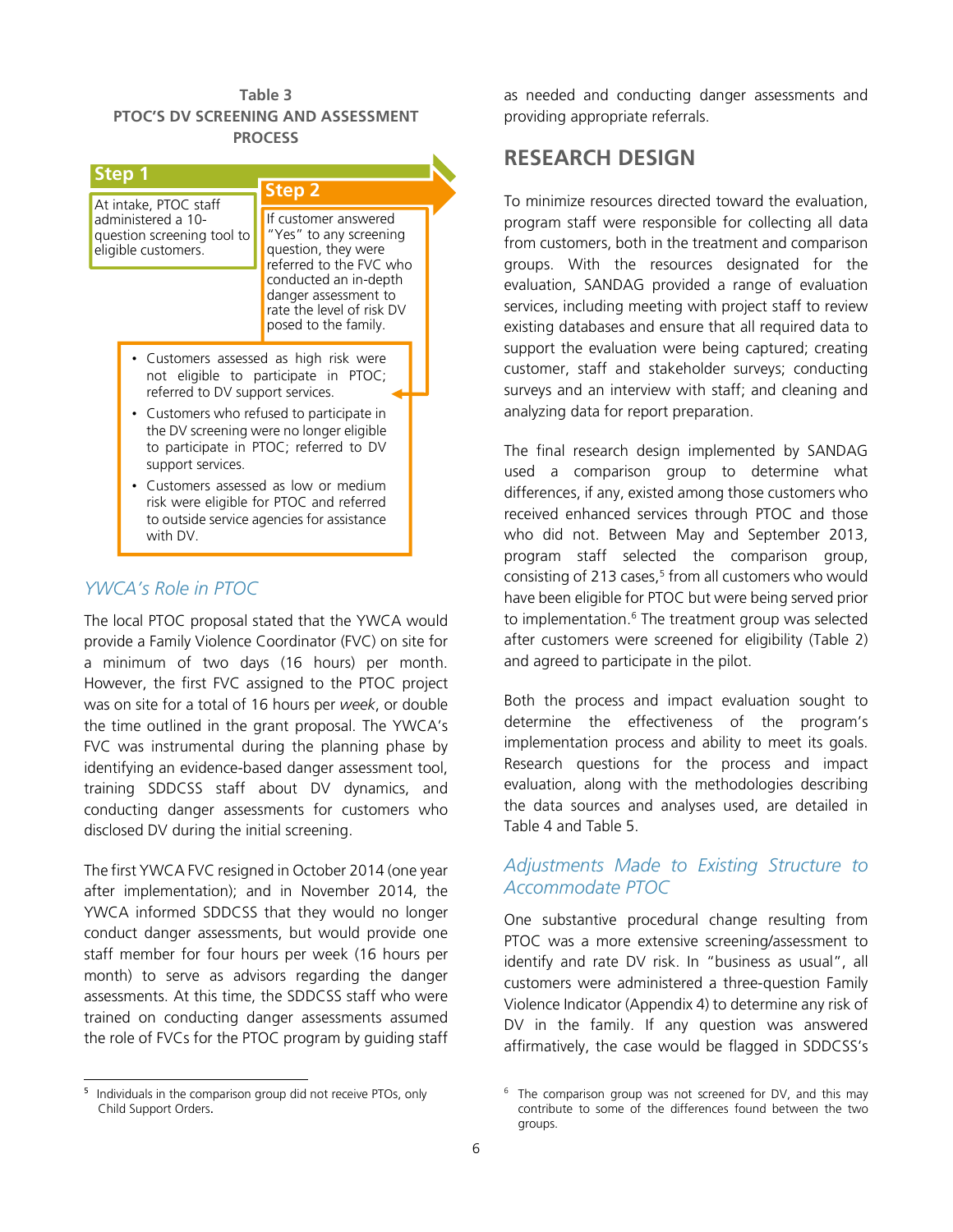**Table 3**
**PTOC'S DV SCREENING AND ASSESSMENT PROCESS**

**Step 1**

At intake, PTOC staff administered a 10-question screening tool to eligible customers.

**Step 2**

If customer answered "Yes" to any screening question, they were referred to the FVC who conducted an in-depth danger assessment to rate the level of risk DV posed to the family.

- Customers assessed as high risk were not eligible to participate in PTOC; referred to DV support services.
- Customers who refused to participate in the DV screening were no longer eligible to participate in PTOC; referred to DV support services.
- Customers assessed as low or medium risk were eligible for PTOC and referred to outside service agencies for assistance with DV.

### *YWCA's Role in PTOC*

The local PTOC proposal stated that the YWCA would provide a Family Violence Coordinator (FVC) on site for a minimum of two days (16 hours) per month. However, the first FVC assigned to the PTOC project was on site for a total of 16 hours per *week*, or double the time outlined in the grant proposal. The YWCA's FVC was instrumental during the planning phase by identifying an evidence-based danger assessment tool, training SDDCSS staff about DV dynamics, and conducting danger assessments for customers who disclosed DV during the initial screening.

The first YWCA FVC resigned in October 2014 (one year after implementation); and in November 2014, the YWCA informed SDDCSS that they would no longer conduct danger assessments, but would provide one staff member for four hours per week (16 hours per month) to serve as advisors regarding the danger assessments. At this time, the SDDCSS staff who were trained on conducting danger assessments assumed the role of FVCs for the PTOC program by guiding staff as needed and conducting danger assessments and providing appropriate referrals.

## RESEARCH DESIGN

To minimize resources directed toward the evaluation, program staff were responsible for collecting all data from customers, both in the treatment and comparison groups. With the resources designated for the evaluation, SANDAG provided a range of evaluation services, including meeting with project staff to review existing databases and ensure that all required data to support the evaluation were being captured; creating customer, staff and stakeholder surveys; conducting surveys and an interview with staff; and cleaning and analyzing data for report preparation.

The final research design implemented by SANDAG used a comparison group to determine what differences, if any, existed among those customers who received enhanced services through PTOC and those who did not. Between May and September 2013, program staff selected the comparison group, consisting of 213 cases,[5] from all customers who would have been eligible for PTOC but were being served prior to implementation.[6] The treatment group was selected after customers were screened for eligibility (Table 2) and agreed to participate in the pilot.

Both the process and impact evaluation sought to determine the effectiveness of the program's implementation process and ability to meet its goals. Research questions for the process and impact evaluation, along with the methodologies describing the data sources and analyses used, are detailed in Table 4 and Table 5.

### *Adjustments Made to Existing Structure to Accommodate PTOC*

One substantive procedural change resulting from PTOC was a more extensive screening/assessment to identify and rate DV risk. In "business as usual", all customers were administered a three-question Family Violence Indicator (Appendix 4) to determine any risk of DV in the family. If any question was answered affirmatively, the case would be flagged in SDDCSS's

---

[5] Individuals in the comparison group did not receive PTOs, only Child Support Orders.

[6] The comparison group was not screened for DV, and this may contribute to some of the differences found between the two groups.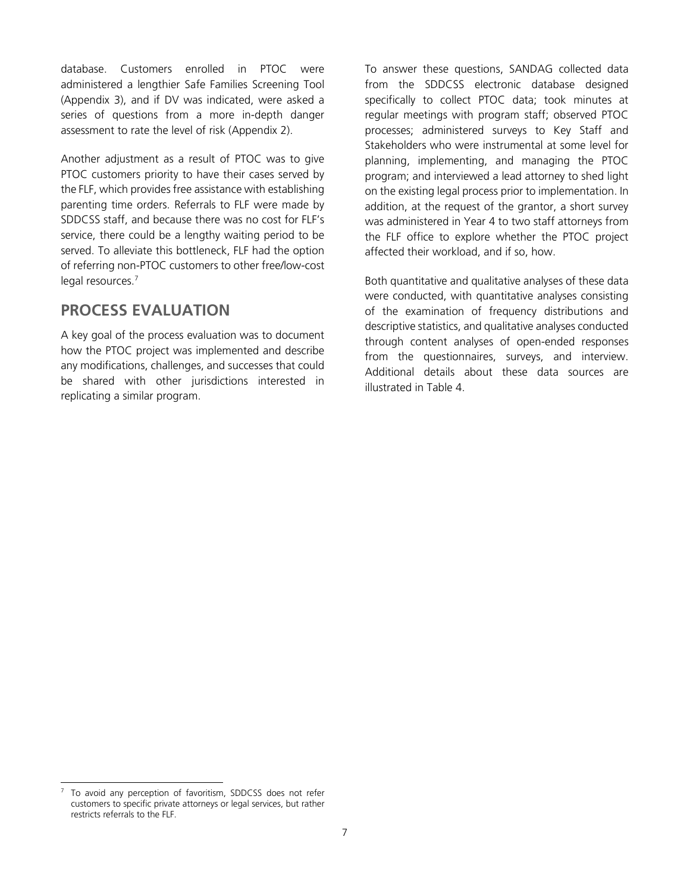database. Customers enrolled in PTOC were administered a lengthier Safe Families Screening Tool (Appendix 3), and if DV was indicated, were asked a series of questions from a more in-depth danger assessment to rate the level of risk (Appendix 2).

Another adjustment as a result of PTOC was to give PTOC customers priority to have their cases served by the FLF, which provides free assistance with establishing parenting time orders. Referrals to FLF were made by SDDCSS staff, and because there was no cost for FLF's service, there could be a lengthy waiting period to be served. To alleviate this bottleneck, FLF had the option of referring non-PTOC customers to other free/low-cost legal resources.[7]

## PROCESS EVALUATION

A key goal of the process evaluation was to document how the PTOC project was implemented and describe any modifications, challenges, and successes that could be shared with other jurisdictions interested in replicating a similar program.

To answer these questions, SANDAG collected data from the SDDCSS electronic database designed specifically to collect PTOC data; took minutes at regular meetings with program staff; observed PTOC processes; administered surveys to Key Staff and Stakeholders who were instrumental at some level for planning, implementing, and managing the PTOC program; and interviewed a lead attorney to shed light on the existing legal process prior to implementation. In addition, at the request of the grantor, a short survey was administered in Year 4 to two staff attorneys from the FLF office to explore whether the PTOC project affected their workload, and if so, how.

Both quantitative and qualitative analyses of these data were conducted, with quantitative analyses consisting of the examination of frequency distributions and descriptive statistics, and qualitative analyses conducted through content analyses of open-ended responses from the questionnaires, surveys, and interview. Additional details about these data sources are illustrated in Table 4.

---

[7] To avoid any perception of favoritism, SDDCSS does not refer customers to specific private attorneys or legal services, but rather restricts referrals to the FLF.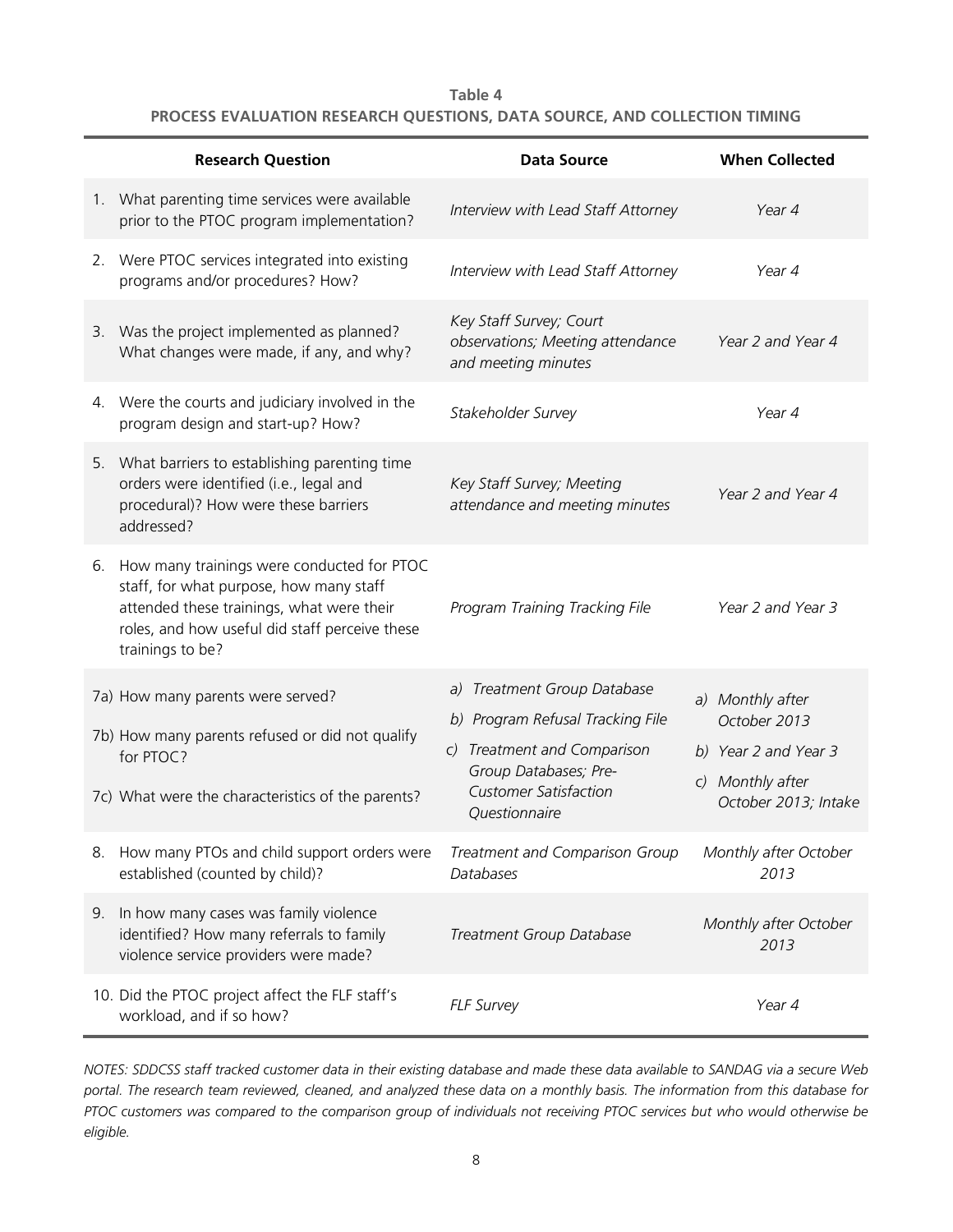**Table 4**
**PROCESS EVALUATION RESEARCH QUESTIONS, DATA SOURCE, AND COLLECTION TIMING**

| Research Question | Data Source | When Collected |
|---|---|---|
| 1. What parenting time services were available prior to the PTOC program implementation? | *Interview with Lead Staff Attorney* | *Year 4* |
| 2. Were PTOC services integrated into existing programs and/or procedures? How? | *Interview with Lead Staff Attorney* | *Year 4* |
| 3. Was the project implemented as planned? What changes were made, if any, and why? | *Key Staff Survey; Court observations; Meeting attendance and meeting minutes* | *Year 2 and Year 4* |
| 4. Were the courts and judiciary involved in the program design and start-up? How? | *Stakeholder Survey* | *Year 4* |
| 5. What barriers to establishing parenting time orders were identified (i.e., legal and procedural)? How were these barriers addressed? | *Key Staff Survey; Meeting attendance and meeting minutes* | *Year 2 and Year 4* |
| 6. How many trainings were conducted for PTOC staff, for what purpose, how many staff attended these trainings, what were their roles, and how useful did staff perceive these trainings to be? | *Program Training Tracking File* | *Year 2 and Year 3* |
| 7a) How many parents were served?<br>7b) How many parents refused or did not qualify for PTOC?<br>7c) What were the characteristics of the parents? | *a) Treatment Group Database*<br>*b) Program Refusal Tracking File*<br>*c) Treatment and Comparison Group Databases; Pre-Customer Satisfaction Questionnaire* | *a) Monthly after October 2013*<br>*b) Year 2 and Year 3*<br>*c) Monthly after October 2013; Intake* |
| 8. How many PTOs and child support orders were established (counted by child)? | *Treatment and Comparison Group Databases* | *Monthly after October 2013* |
| 9. In how many cases was family violence identified? How many referrals to family violence service providers were made? | *Treatment Group Database* | *Monthly after October 2013* |
| 10. Did the PTOC project affect the FLF staff's workload, and if so how? | *FLF Survey* | *Year 4* |

*NOTES: SDDCSS staff tracked customer data in their existing database and made these data available to SANDAG via a secure Web portal. The research team reviewed, cleaned, and analyzed these data on a monthly basis. The information from this database for PTOC customers was compared to the comparison group of individuals not receiving PTOC services but who would otherwise be eligible.*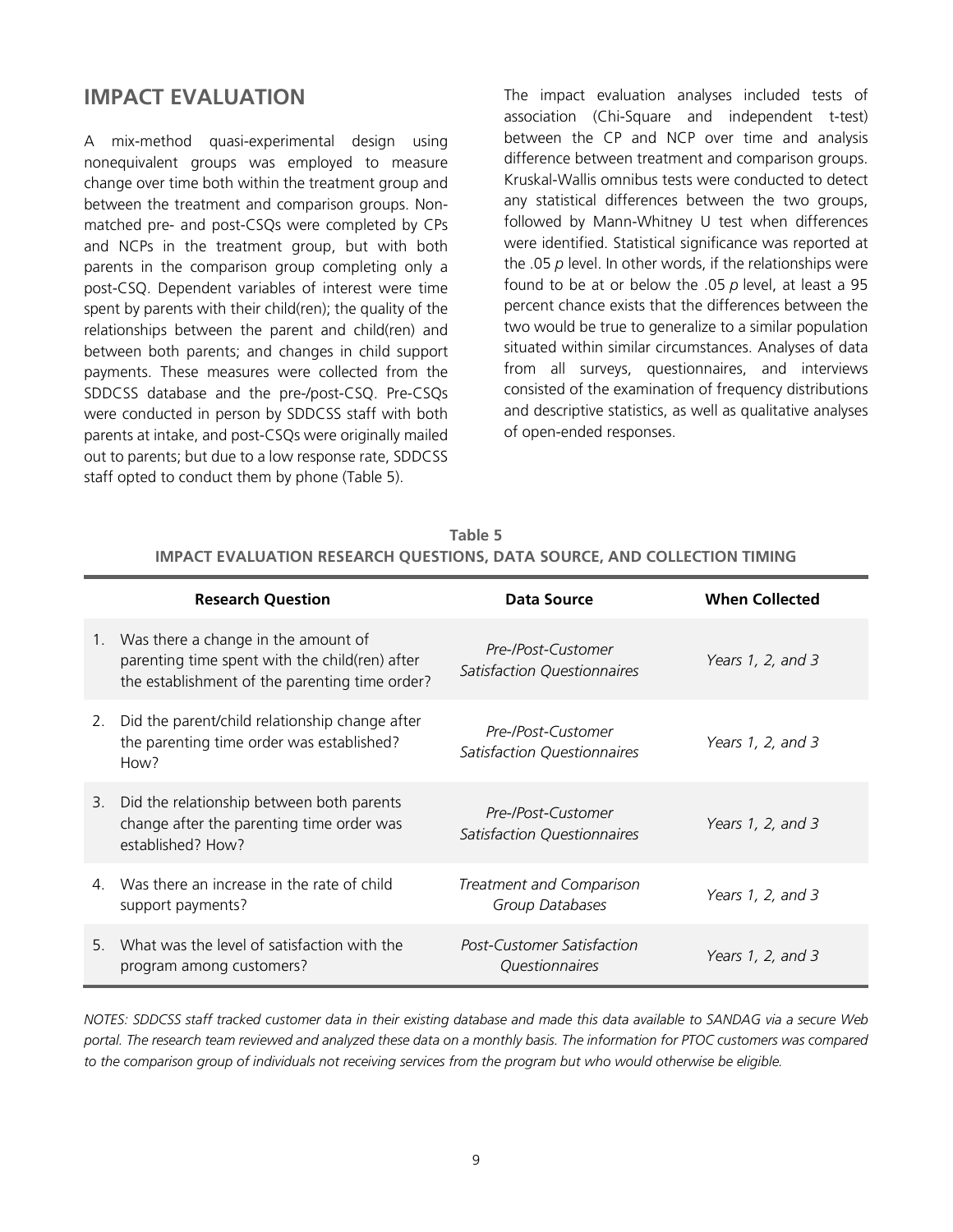## IMPACT EVALUATION

A mix-method quasi-experimental design using nonequivalent groups was employed to measure change over time both within the treatment group and between the treatment and comparison groups. Non-matched pre- and post-CSQs were completed by CPs and NCPs in the treatment group, but with both parents in the comparison group completing only a post-CSQ. Dependent variables of interest were time spent by parents with their child(ren); the quality of the relationships between the parent and child(ren) and between both parents; and changes in child support payments. These measures were collected from the SDDCSS database and the pre-/post-CSQ. Pre-CSQs were conducted in person by SDDCSS staff with both parents at intake, and post-CSQs were originally mailed out to parents; but due to a low response rate, SDDCSS staff opted to conduct them by phone (Table 5).

The impact evaluation analyses included tests of association (Chi-Square and independent t-test) between the CP and NCP over time and analysis difference between treatment and comparison groups. Kruskal-Wallis omnibus tests were conducted to detect any statistical differences between the two groups, followed by Mann-Whitney U test when differences were identified. Statistical significance was reported at the .05 *p* level. In other words, if the relationships were found to be at or below the .05 *p* level, at least a 95 percent chance exists that the differences between the two would be true to generalize to a similar population situated within similar circumstances. Analyses of data from all surveys, questionnaires, and interviews consisted of the examination of frequency distributions and descriptive statistics, as well as qualitative analyses of open-ended responses.

**Table 5**
**IMPACT EVALUATION RESEARCH QUESTIONS, DATA SOURCE, AND COLLECTION TIMING**

| Research Question | Data Source | When Collected |
|---|---|---|
| 1. Was there a change in the amount of parenting time spent with the child(ren) after the establishment of the parenting time order? | *Pre-/Post-Customer Satisfaction Questionnaires* | *Years 1, 2, and 3* |
| 2. Did the parent/child relationship change after the parenting time order was established? How? | *Pre-/Post-Customer Satisfaction Questionnaires* | *Years 1, 2, and 3* |
| 3. Did the relationship between both parents change after the parenting time order was established? How? | *Pre-/Post-Customer Satisfaction Questionnaires* | *Years 1, 2, and 3* |
| 4. Was there an increase in the rate of child support payments? | *Treatment and Comparison Group Databases* | *Years 1, 2, and 3* |
| 5. What was the level of satisfaction with the program among customers? | *Post-Customer Satisfaction Questionnaires* | *Years 1, 2, and 3* |

*NOTES: SDDCSS staff tracked customer data in their existing database and made this data available to SANDAG via a secure Web portal. The research team reviewed and analyzed these data on a monthly basis. The information for PTOC customers was compared to the comparison group of individuals not receiving services from the program but who would otherwise be eligible.*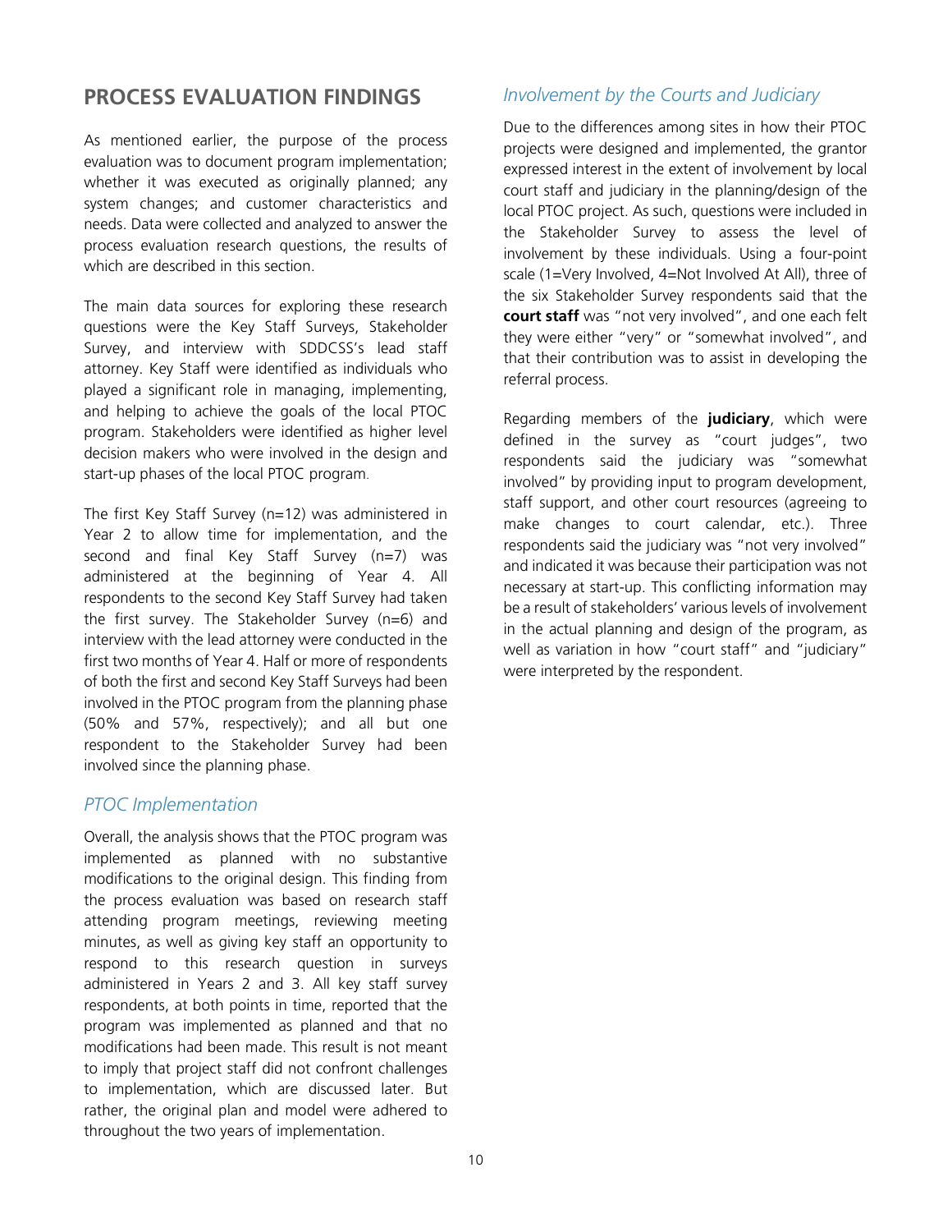## PROCESS EVALUATION FINDINGS

As mentioned earlier, the purpose of the process evaluation was to document program implementation; whether it was executed as originally planned; any system changes; and customer characteristics and needs. Data were collected and analyzed to answer the process evaluation research questions, the results of which are described in this section.

The main data sources for exploring these research questions were the Key Staff Surveys, Stakeholder Survey, and interview with SDDCSS's lead staff attorney. Key Staff were identified as individuals who played a significant role in managing, implementing, and helping to achieve the goals of the local PTOC program. Stakeholders were identified as higher level decision makers who were involved in the design and start-up phases of the local PTOC program.

The first Key Staff Survey (n=12) was administered in Year 2 to allow time for implementation, and the second and final Key Staff Survey (n=7) was administered at the beginning of Year 4. All respondents to the second Key Staff Survey had taken the first survey. The Stakeholder Survey (n=6) and interview with the lead attorney were conducted in the first two months of Year 4. Half or more of respondents of both the first and second Key Staff Surveys had been involved in the PTOC program from the planning phase (50% and 57%, respectively); and all but one respondent to the Stakeholder Survey had been involved since the planning phase.

### *PTOC Implementation*

Overall, the analysis shows that the PTOC program was implemented as planned with no substantive modifications to the original design. This finding from the process evaluation was based on research staff attending program meetings, reviewing meeting minutes, as well as giving key staff an opportunity to respond to this research question in surveys administered in Years 2 and 3. All key staff survey respondents, at both points in time, reported that the program was implemented as planned and that no modifications had been made. This result is not meant to imply that project staff did not confront challenges to implementation, which are discussed later. But rather, the original plan and model were adhered to throughout the two years of implementation.

### *Involvement by the Courts and Judiciary*

Due to the differences among sites in how their PTOC projects were designed and implemented, the grantor expressed interest in the extent of involvement by local court staff and judiciary in the planning/design of the local PTOC project. As such, questions were included in the Stakeholder Survey to assess the level of involvement by these individuals. Using a four-point scale (1=Very Involved, 4=Not Involved At All), three of the six Stakeholder Survey respondents said that the **court staff** was "not very involved", and one each felt they were either "very" or "somewhat involved", and that their contribution was to assist in developing the referral process.

Regarding members of the **judiciary**, which were defined in the survey as "court judges", two respondents said the judiciary was "somewhat involved" by providing input to program development, staff support, and other court resources (agreeing to make changes to court calendar, etc.). Three respondents said the judiciary was "not very involved" and indicated it was because their participation was not necessary at start-up. This conflicting information may be a result of stakeholders' various levels of involvement in the actual planning and design of the program, as well as variation in how "court staff" and "judiciary" were interpreted by the respondent.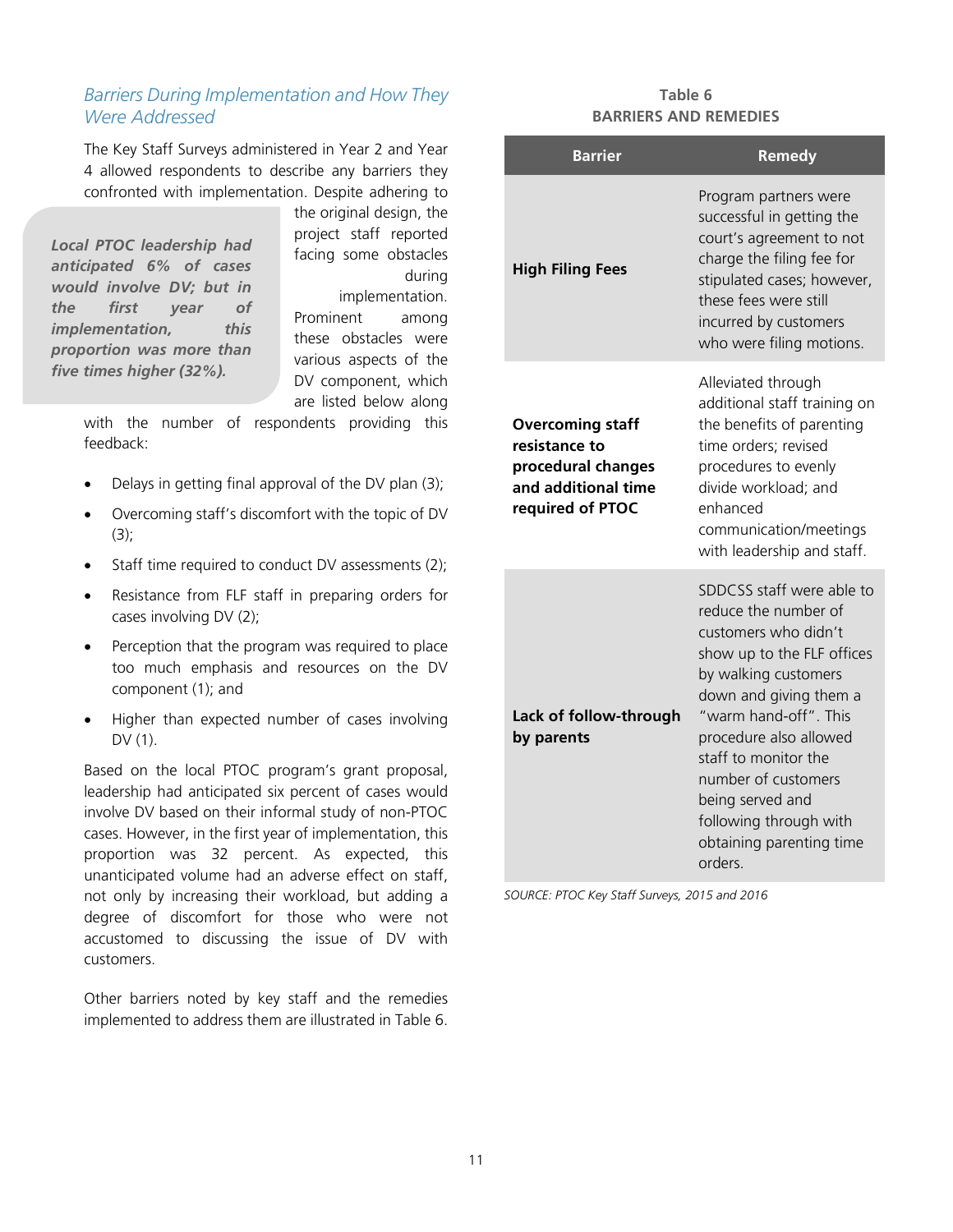### *Barriers During Implementation and How They Were Addressed*

The Key Staff Surveys administered in Year 2 and Year 4 allowed respondents to describe any barriers they confronted with implementation. Despite adhering to the original design, the project staff reported facing some obstacles during implementation. Prominent among these obstacles were various aspects of the DV component, which are listed below along with the number of respondents providing this feedback:

> ***Local PTOC leadership had anticipated 6% of cases would involve DV; but in the first year of implementation, this proportion was more than five times higher (32%).***

- Delays in getting final approval of the DV plan (3);
- Overcoming staff's discomfort with the topic of DV (3);
- Staff time required to conduct DV assessments (2);
- Resistance from FLF staff in preparing orders for cases involving DV (2);
- Perception that the program was required to place too much emphasis and resources on the DV component (1); and
- Higher than expected number of cases involving DV (1).

Based on the local PTOC program's grant proposal, leadership had anticipated six percent of cases would involve DV based on their informal study of non-PTOC cases. However, in the first year of implementation, this proportion was 32 percent. As expected, this unanticipated volume had an adverse effect on staff, not only by increasing their workload, but adding a degree of discomfort for those who were not accustomed to discussing the issue of DV with customers.

Other barriers noted by key staff and the remedies implemented to address them are illustrated in Table 6.

**Table 6**
**BARRIERS AND REMEDIES**

| Barrier | Remedy |
|---|---|
| **High Filing Fees** | Program partners were successful in getting the court's agreement to not charge the filing fee for stipulated cases; however, these fees were still incurred by customers who were filing motions. |
| **Overcoming staff resistance to procedural changes and additional time required of PTOC** | Alleviated through additional staff training on the benefits of parenting time orders; revised procedures to evenly divide workload; and enhanced communication/meetings with leadership and staff. |
| **Lack of follow-through by parents** | SDDCSS staff were able to reduce the number of customers who didn't show up to the FLF offices by walking customers down and giving them a "warm hand-off". This procedure also allowed staff to monitor the number of customers being served and following through with obtaining parenting time orders. |

*SOURCE: PTOC Key Staff Surveys, 2015 and 2016*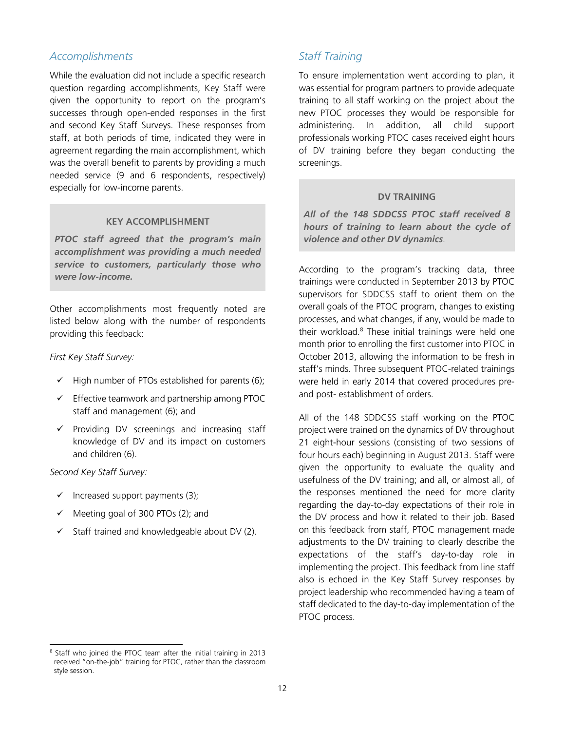## *Accomplishments*

While the evaluation did not include a specific research question regarding accomplishments, Key Staff were given the opportunity to report on the program's successes through open-ended responses in the first and second Key Staff Surveys. These responses from staff, at both periods of time, indicated they were in agreement regarding the main accomplishment, which was the overall benefit to parents by providing a much needed service (9 and 6 respondents, respectively) especially for low-income parents.

> **KEY ACCOMPLISHMENT**
>
> ***PTOC staff agreed that the program's main accomplishment was providing a much needed service to customers, particularly those who were low-income.***

Other accomplishments most frequently noted are listed below along with the number of respondents providing this feedback:

*First Key Staff Survey:*

- ✓ High number of PTOs established for parents (6);
- ✓ Effective teamwork and partnership among PTOC staff and management (6); and
- ✓ Providing DV screenings and increasing staff knowledge of DV and its impact on customers and children (6).

*Second Key Staff Survey:*

- ✓ Increased support payments (3);
- ✓ Meeting goal of 300 PTOs (2); and
- ✓ Staff trained and knowledgeable about DV (2).

## *Staff Training*

To ensure implementation went according to plan, it was essential for program partners to provide adequate training to all staff working on the project about the new PTOC processes they would be responsible for administering. In addition, all child support professionals working PTOC cases received eight hours of DV training before they began conducting the screenings.

> **DV TRAINING**
>
> ***All of the 148 SDDCSS PTOC staff received 8 hours of training to learn about the cycle of violence and other DV dynamics.***

According to the program's tracking data, three trainings were conducted in September 2013 by PTOC supervisors for SDDCSS staff to orient them on the overall goals of the PTOC program, changes to existing processes, and what changes, if any, would be made to their workload.[8] These initial trainings were held one month prior to enrolling the first customer into PTOC in October 2013, allowing the information to be fresh in staff's minds. Three subsequent PTOC-related trainings were held in early 2014 that covered procedures pre- and post- establishment of orders.

All of the 148 SDDCSS staff working on the PTOC project were trained on the dynamics of DV throughout 21 eight-hour sessions (consisting of two sessions of four hours each) beginning in August 2013. Staff were given the opportunity to evaluate the quality and usefulness of the DV training; and all, or almost all, of the responses mentioned the need for more clarity regarding the day-to-day expectations of their role in the DV process and how it related to their job. Based on this feedback from staff, PTOC management made adjustments to the DV training to clearly describe the expectations of the staff's day-to-day role in implementing the project. This feedback from line staff also is echoed in the Key Staff Survey responses by project leadership who recommended having a team of staff dedicated to the day-to-day implementation of the PTOC process.

[8] Staff who joined the PTOC team after the initial training in 2013 received "on-the-job" training for PTOC, rather than the classroom style session.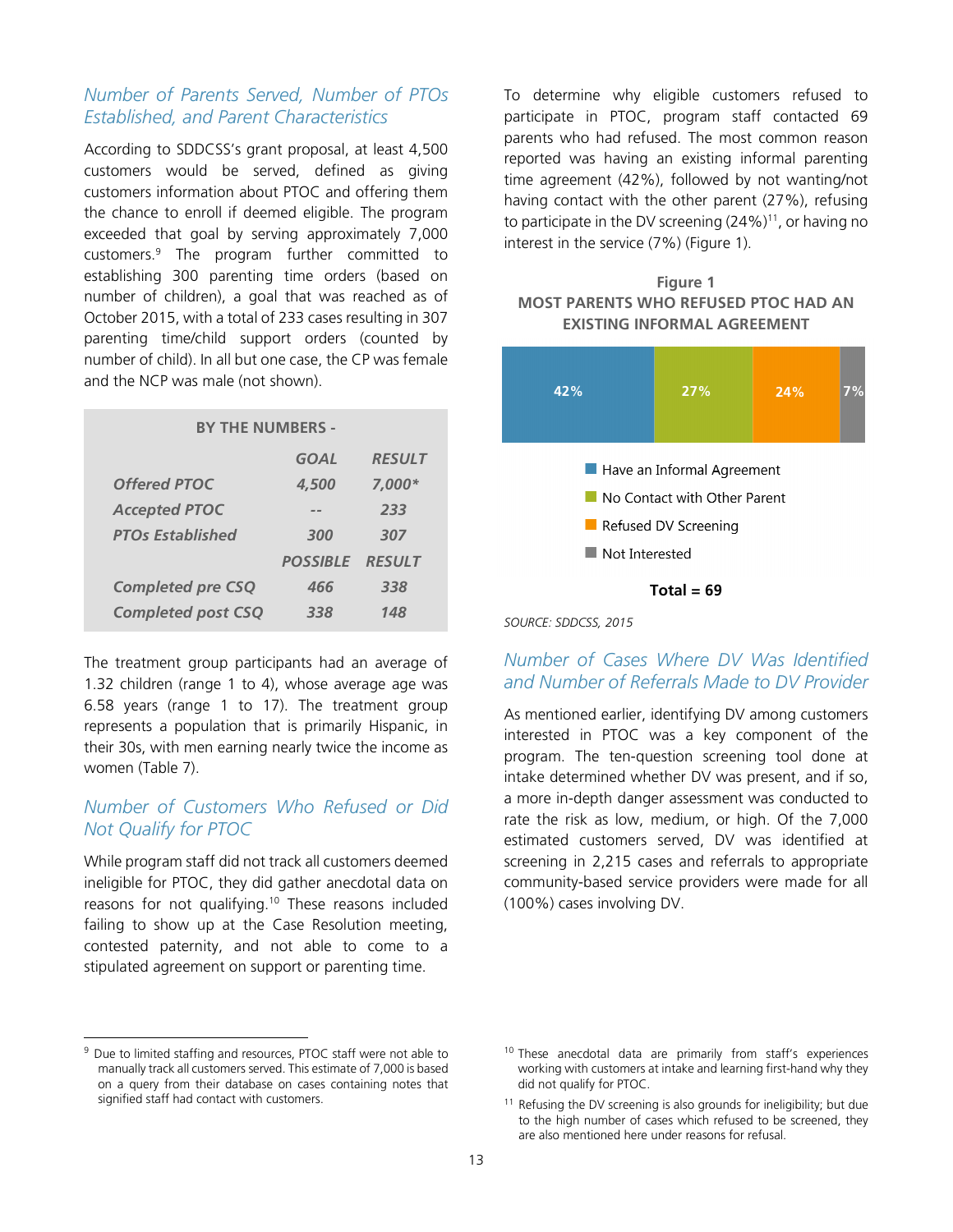### *Number of Parents Served, Number of PTOs Established, and Parent Characteristics*

According to SDDCSS's grant proposal, at least 4,500 customers would be served, defined as giving customers information about PTOC and offering them the chance to enroll if deemed eligible. The program exceeded that goal by serving approximately 7,000 customers.[9] The program further committed to establishing 300 parenting time orders (based on number of children), a goal that was reached as of October 2015, with a total of 233 cases resulting in 307 parenting time/child support orders (counted by number of child). In all but one case, the CP was female and the NCP was male (not shown).

| BY THE NUMBERS - | | |
|---|---|---|
| | *GOAL* | *RESULT* |
| ***Offered PTOC*** | *4,500* | *7,000\** |
| ***Accepted PTOC*** | *--* | *233* |
| ***PTOs Established*** | *300* | *307* |
| | *POSSIBLE* | *RESULT* |
| ***Completed pre CSQ*** | *466* | *338* |
| ***Completed post CSQ*** | *338* | *148* |

The treatment group participants had an average of 1.32 children (range 1 to 4), whose average age was 6.58 years (range 1 to 17). The treatment group represents a population that is primarily Hispanic, in their 30s, with men earning nearly twice the income as women (Table 7).

### *Number of Customers Who Refused or Did Not Qualify for PTOC*

While program staff did not track all customers deemed ineligible for PTOC, they did gather anecdotal data on reasons for not qualifying.[10] These reasons included failing to show up at the Case Resolution meeting, contested paternity, and not able to come to a stipulated agreement on support or parenting time.

To determine why eligible customers refused to participate in PTOC, program staff contacted 69 parents who had refused. The most common reason reported was having an existing informal parenting time agreement (42%), followed by not wanting/not having contact with the other parent (27%), refusing to participate in the DV screening (24%)[11], or having no interest in the service (7%) (Figure 1).

**Figure 1**
**MOST PARENTS WHO REFUSED PTOC HAD AN EXISTING INFORMAL AGREEMENT**

| Reason | Percent |
|---|---|
| Have an Informal Agreement | 42% |
| No Contact with Other Parent | 27% |
| Refused DV Screening | 24% |
| Not Interested | 7% |

**Total = 69**

*SOURCE: SDDCSS, 2015*

### *Number of Cases Where DV Was Identified and Number of Referrals Made to DV Provider*

As mentioned earlier, identifying DV among customers interested in PTOC was a key component of the program. The ten-question screening tool done at intake determined whether DV was present, and if so, a more in-depth danger assessment was conducted to rate the risk as low, medium, or high. Of the 7,000 estimated customers served, DV was identified at screening in 2,215 cases and referrals to appropriate community-based service providers were made for all (100%) cases involving DV.

---

[9] Due to limited staffing and resources, PTOC staff were not able to manually track all customers served. This estimate of 7,000 is based on a query from their database on cases containing notes that signified staff had contact with customers.

[10] These anecdotal data are primarily from staff's experiences working with customers at intake and learning first-hand why they did not qualify for PTOC.

[11] Refusing the DV screening is also grounds for ineligibility; but due to the high number of cases which refused to be screened, they are also mentioned here under reasons for refusal.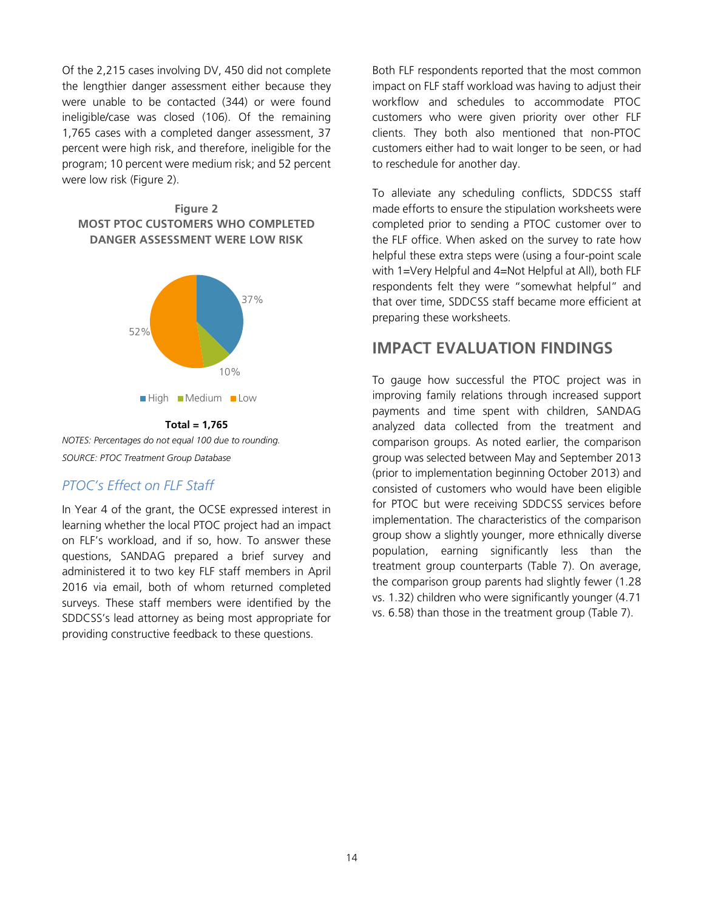Of the 2,215 cases involving DV, 450 did not complete the lengthier danger assessment either because they were unable to be contacted (344) or were found ineligible/case was closed (106). Of the remaining 1,765 cases with a completed danger assessment, 37 percent were high risk, and therefore, ineligible for the program; 10 percent were medium risk; and 52 percent were low risk (Figure 2).

**Figure 2**
**MOST PTOC CUSTOMERS WHO COMPLETED DANGER ASSESSMENT WERE LOW RISK**

| Risk level | Percent |
|---|---|
| High | 37% |
| Medium | 10% |
| Low | 52% |

**Total = 1,765**

*NOTES: Percentages do not equal 100 due to rounding.*

*SOURCE: PTOC Treatment Group Database*

### *PTOC's Effect on FLF Staff*

In Year 4 of the grant, the OCSE expressed interest in learning whether the local PTOC project had an impact on FLF's workload, and if so, how. To answer these questions, SANDAG prepared a brief survey and administered it to two key FLF staff members in April 2016 via email, both of whom returned completed surveys. These staff members were identified by the SDDCSS's lead attorney as being most appropriate for providing constructive feedback to these questions.

Both FLF respondents reported that the most common impact on FLF staff workload was having to adjust their workflow and schedules to accommodate PTOC customers who were given priority over other FLF clients. They both also mentioned that non-PTOC customers either had to wait longer to be seen, or had to reschedule for another day.

To alleviate any scheduling conflicts, SDDCSS staff made efforts to ensure the stipulation worksheets were completed prior to sending a PTOC customer over to the FLF office. When asked on the survey to rate how helpful these extra steps were (using a four-point scale with 1=Very Helpful and 4=Not Helpful at All), both FLF respondents felt they were "somewhat helpful" and that over time, SDDCSS staff became more efficient at preparing these worksheets.

## IMPACT EVALUATION FINDINGS

To gauge how successful the PTOC project was in improving family relations through increased support payments and time spent with children, SANDAG analyzed data collected from the treatment and comparison groups. As noted earlier, the comparison group was selected between May and September 2013 (prior to implementation beginning October 2013) and consisted of customers who would have been eligible for PTOC but were receiving SDDCSS services before implementation. The characteristics of the comparison group show a slightly younger, more ethnically diverse population, earning significantly less than the treatment group counterparts (Table 7). On average, the comparison group parents had slightly fewer (1.28 vs. 1.32) children who were significantly younger (4.71 vs. 6.58) than those in the treatment group (Table 7).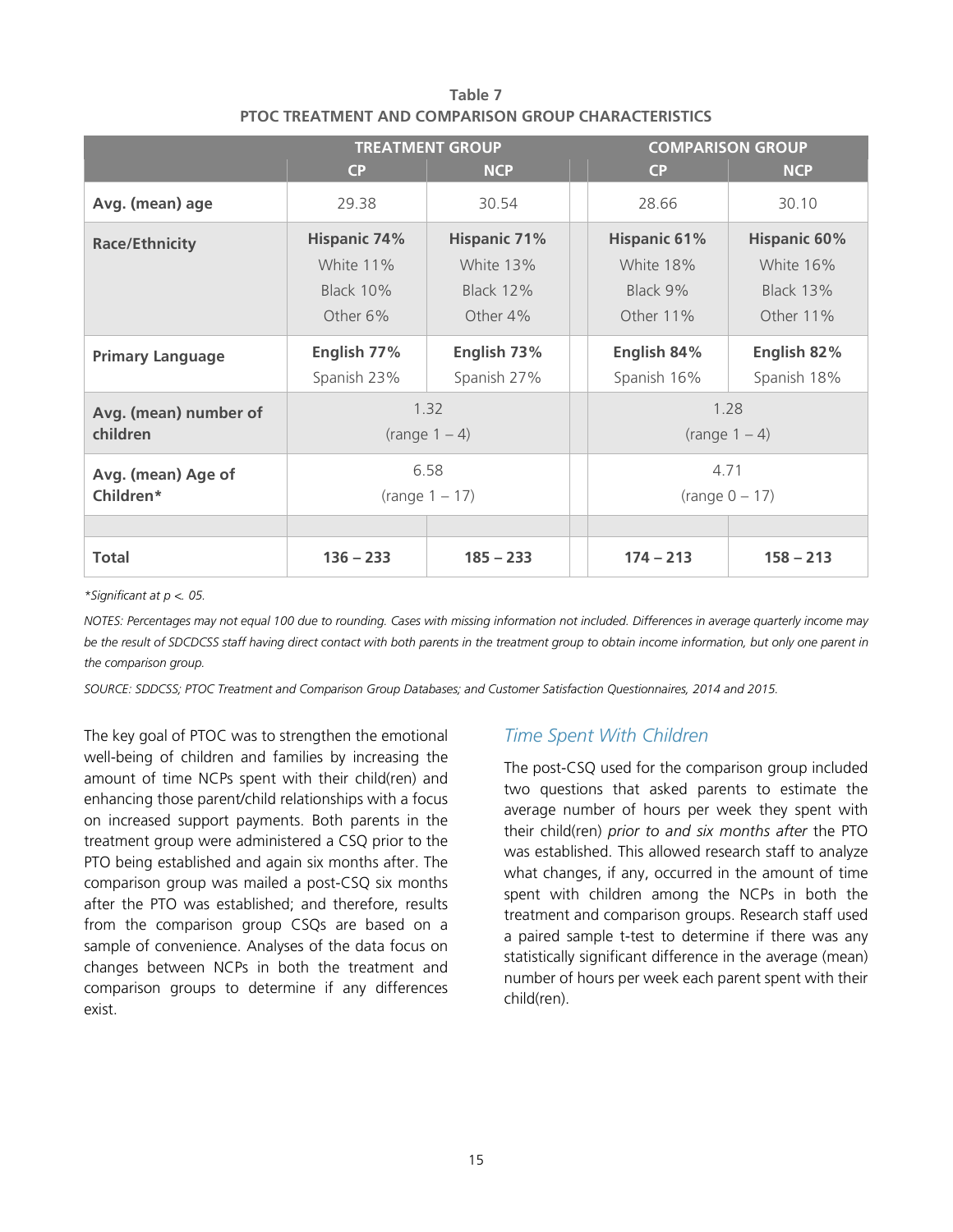**Table 7**
**PTOC TREATMENT AND COMPARISON GROUP CHARACTERISTICS**

| | TREATMENT GROUP | | COMPARISON GROUP | |
|---|---|---|---|---|
| | CP | NCP | CP | NCP |
| **Avg. (mean) age** | 29.38 | 30.54 | 28.66 | 30.10 |
| **Race/Ethnicity** | **Hispanic 74%** White 11% Black 10% Other 6% | **Hispanic 71%** White 13% Black 12% Other 4% | **Hispanic 61%** White 18% Black 9% Other 11% | **Hispanic 60%** White 16% Black 13% Other 11% |
| **Primary Language** | **English 77%** Spanish 23% | **English 73%** Spanish 27% | **English 84%** Spanish 16% | **English 82%** Spanish 18% |
| **Avg. (mean) number of children** | 1.32 (range 1 – 4) | | 1.28 (range 1 – 4) | |
| **Avg. (mean) Age of Children*** | 6.58 (range 1 – 17) | | 4.71 (range 0 – 17) | |
| | | | | |
| **Total** | **136 – 233** | **185 – 233** | **174 – 213** | **158 – 213** |

*Significant at $p < .05$.

*NOTES: Percentages may not equal 100 due to rounding. Cases with missing information not included. Differences in average quarterly income may be the result of SDCDCSS staff having direct contact with both parents in the treatment group to obtain income information, but only one parent in the comparison group.*

*SOURCE: SDDCSS; PTOC Treatment and Comparison Group Databases; and Customer Satisfaction Questionnaires, 2014 and 2015.*

The key goal of PTOC was to strengthen the emotional well-being of children and families by increasing the amount of time NCPs spent with their child(ren) and enhancing those parent/child relationships with a focus on increased support payments. Both parents in the treatment group were administered a CSQ prior to the PTO being established and again six months after. The comparison group was mailed a post-CSQ six months after the PTO was established; and therefore, results from the comparison group CSQs are based on a sample of convenience. Analyses of the data focus on changes between NCPs in both the treatment and comparison groups to determine if any differences exist.

### *Time Spent With Children*

The post-CSQ used for the comparison group included two questions that asked parents to estimate the average number of hours per week they spent with their child(ren) *prior to and six months after* the PTO was established. This allowed research staff to analyze what changes, if any, occurred in the amount of time spent with children among the NCPs in both the treatment and comparison groups. Research staff used a paired sample t-test to determine if there was any statistically significant difference in the average (mean) number of hours per week each parent spent with their child(ren).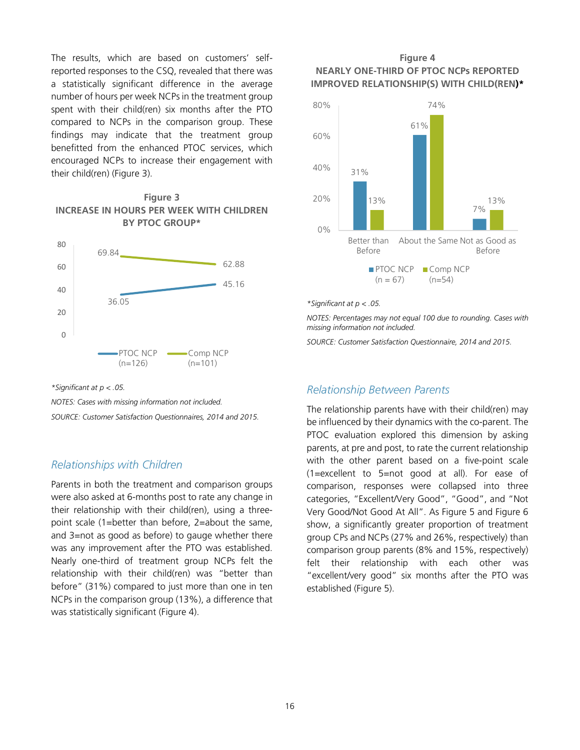The results, which are based on customers' self-reported responses to the CSQ, revealed that there was a statistically significant difference in the average number of hours per week NCPs in the treatment group spent with their child(ren) six months after the PTO compared to NCPs in the comparison group. These findings may indicate that the treatment group benefitted from the enhanced PTOC services, which encouraged NCPs to increase their engagement with their child(ren) (Figure 3).

**Figure 3**
**INCREASE IN HOURS PER WEEK WITH CHILDREN BY PTOC GROUP***

| | Pre | Post |
|---|---|---|
| PTOC NCP (n=126) | 36.05 | 45.16 |
| Comp NCP (n=101) | 69.84 | 62.88 |

*Significant at $p < .05$.

*NOTES: Cases with missing information not included.*

*SOURCE: Customer Satisfaction Questionnaires, 2014 and 2015.*

## Relationships with Children

Parents in both the treatment and comparison groups were also asked at 6-months post to rate any change in their relationship with their child(ren), using a three-point scale (1=better than before, 2=about the same, and 3=not as good as before) to gauge whether there was any improvement after the PTO was established. Nearly one-third of treatment group NCPs felt the relationship with their child(ren) was "better than before" (31%) compared to just more than one in ten NCPs in the comparison group (13%), a difference that was statistically significant (Figure 4).

**Figure 4**
**NEARLY ONE-THIRD OF PTOC NCPs REPORTED IMPROVED RELATIONSHIP(S) WITH CHILD(REN)***

| | Better than Before | About the Same | Not as Good as Before |
|---|---|---|---|
| PTOC NCP (n = 67) | 31% | 61% | 7% |
| Comp NCP (n=54) | 13% | 74% | 13% |

*Significant at $p < .05$.

*NOTES: Percentages may not equal 100 due to rounding. Cases with missing information not included.*

*SOURCE: Customer Satisfaction Questionnaire, 2014 and 2015.*

## Relationship Between Parents

The relationship parents have with their child(ren) may be influenced by their dynamics with the co-parent. The PTOC evaluation explored this dimension by asking parents, at pre and post, to rate the current relationship with the other parent based on a five-point scale (1=excellent to 5=not good at all). For ease of comparison, responses were collapsed into three categories, "Excellent/Very Good", "Good", and "Not Very Good/Not Good At All". As Figure 5 and Figure 6 show, a significantly greater proportion of treatment group CPs and NCPs (27% and 26%, respectively) than comparison group parents (8% and 15%, respectively) felt their relationship with each other was "excellent/very good" six months after the PTO was established (Figure 5).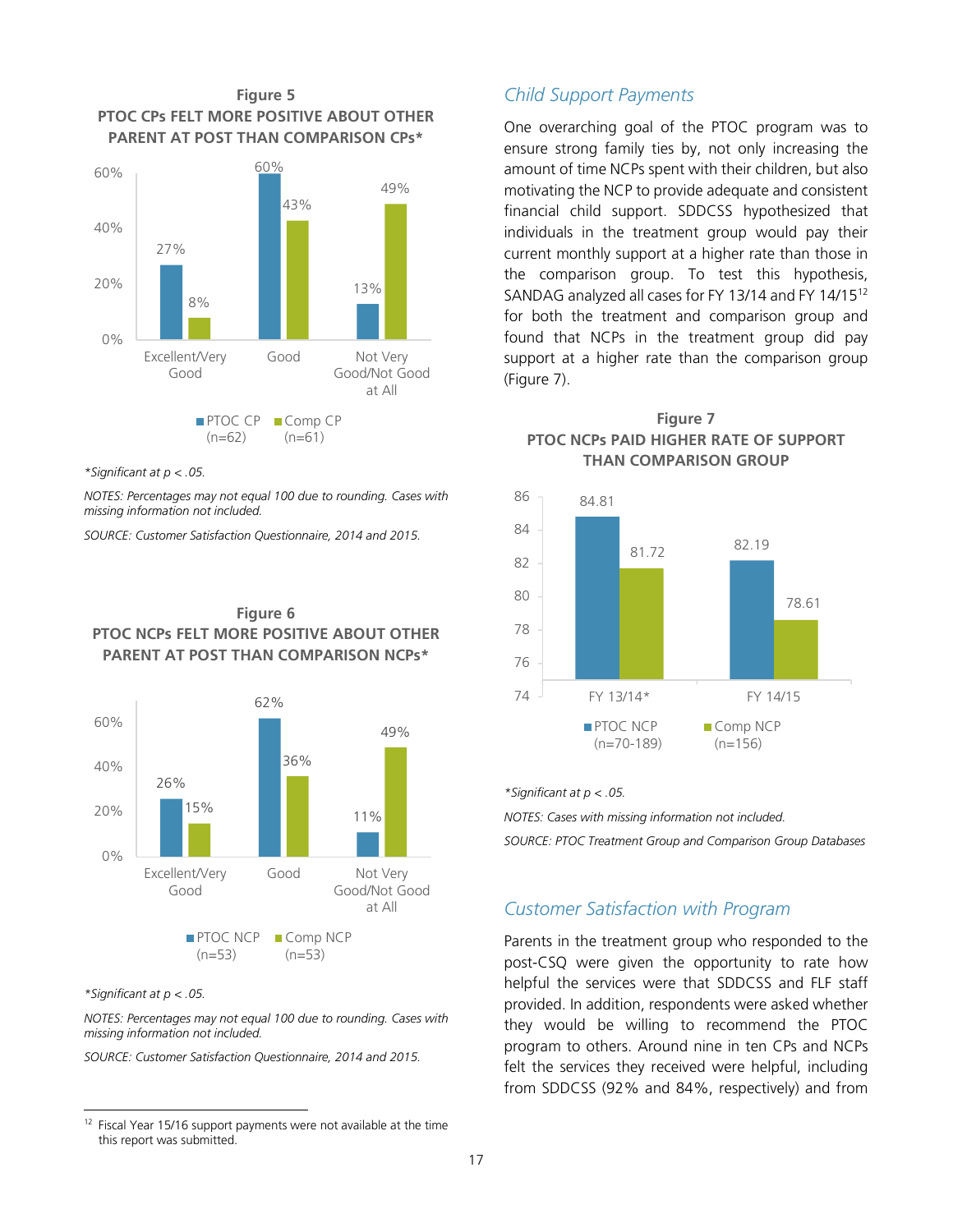**Figure 5**
**PTOC CPs FELT MORE POSITIVE ABOUT OTHER PARENT AT POST THAN COMPARISON CPs***

| | PTOC CP (n=62) | Comp CP (n=61) |
|---|---|---|
| Excellent/Very Good | 27% | 8% |
| Good | 60% | 43% |
| Not Very Good/Not Good at All | 13% | 49% |

**Significant at $p < .05$.*

*NOTES: Percentages may not equal 100 due to rounding. Cases with missing information not included.*

*SOURCE: Customer Satisfaction Questionnaire, 2014 and 2015.*

**Figure 6**
**PTOC NCPs FELT MORE POSITIVE ABOUT OTHER PARENT AT POST THAN COMPARISON NCPs***

| | PTOC NCP (n=53) | Comp NCP (n=53) |
|---|---|---|
| Excellent/Very Good | 26% | 15% |
| Good | 62% | 36% |
| Not Very Good/Not Good at All | 11% | 49% |

**Significant at $p < .05$.*

*NOTES: Percentages may not equal 100 due to rounding. Cases with missing information not included.*

*SOURCE: Customer Satisfaction Questionnaire, 2014 and 2015.*

## *Child Support Payments*

One overarching goal of the PTOC program was to ensure strong family ties by, not only increasing the amount of time NCPs spent with their children, but also motivating the NCP to provide adequate and consistent financial child support. SDDCSS hypothesized that individuals in the treatment group would pay their current monthly support at a higher rate than those in the comparison group. To test this hypothesis, SANDAG analyzed all cases for FY 13/14 and FY 14/15[12] for both the treatment and comparison group and found that NCPs in the treatment group did pay support at a higher rate than the comparison group (Figure 7).

**Figure 7**
**PTOC NCPs PAID HIGHER RATE OF SUPPORT THAN COMPARISON GROUP**

| | PTOC NCP (n=70-189) | Comp NCP (n=156) |
|---|---|---|
| FY 13/14* | 84.81 | 81.72 |
| FY 14/15 | 82.19 | 78.61 |

**Significant at $p < .05$.*

*NOTES: Cases with missing information not included.*

*SOURCE: PTOC Treatment Group and Comparison Group Databases*

## *Customer Satisfaction with Program*

Parents in the treatment group who responded to the post-CSQ were given the opportunity to rate how helpful the services were that SDDCSS and FLF staff provided. In addition, respondents were asked whether they would be willing to recommend the PTOC program to others. Around nine in ten CPs and NCPs felt the services they received were helpful, including from SDDCSS (92% and 84%, respectively) and from

[12] Fiscal Year 15/16 support payments were not available at the time this report was submitted.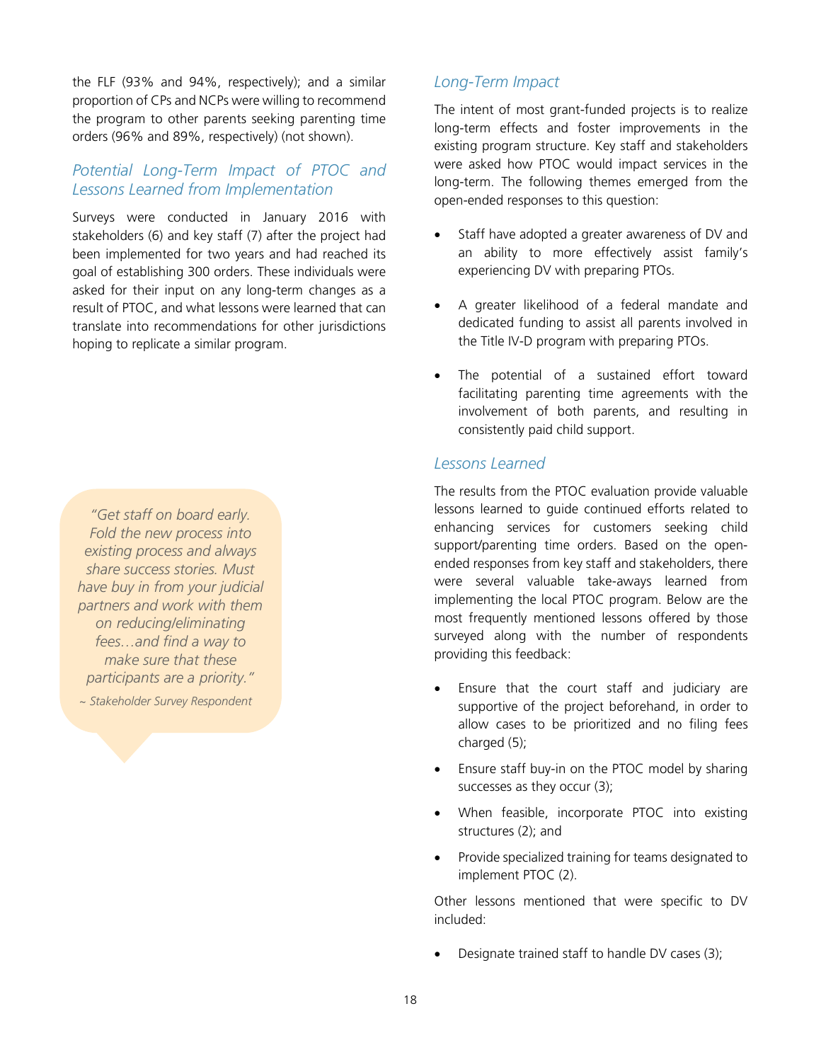the FLF (93% and 94%, respectively); and a similar proportion of CPs and NCPs were willing to recommend the program to other parents seeking parenting time orders (96% and 89%, respectively) (not shown).

### *Potential Long-Term Impact of PTOC and Lessons Learned from Implementation*

Surveys were conducted in January 2016 with stakeholders (6) and key staff (7) after the project had been implemented for two years and had reached its goal of establishing 300 orders. These individuals were asked for their input on any long-term changes as a result of PTOC, and what lessons were learned that can translate into recommendations for other jurisdictions hoping to replicate a similar program.

> *"Get staff on board early. Fold the new process into existing process and always share success stories. Must have buy in from your judicial partners and work with them on reducing/eliminating fees…and find a way to make sure that these participants are a priority."*
>
> *~ Stakeholder Survey Respondent*

### *Long-Term Impact*

The intent of most grant-funded projects is to realize long-term effects and foster improvements in the existing program structure. Key staff and stakeholders were asked how PTOC would impact services in the long-term. The following themes emerged from the open-ended responses to this question:

- Staff have adopted a greater awareness of DV and an ability to more effectively assist family's experiencing DV with preparing PTOs.
- A greater likelihood of a federal mandate and dedicated funding to assist all parents involved in the Title IV-D program with preparing PTOs.
- The potential of a sustained effort toward facilitating parenting time agreements with the involvement of both parents, and resulting in consistently paid child support.

### *Lessons Learned*

The results from the PTOC evaluation provide valuable lessons learned to guide continued efforts related to enhancing services for customers seeking child support/parenting time orders. Based on the open-ended responses from key staff and stakeholders, there were several valuable take-aways learned from implementing the local PTOC program. Below are the most frequently mentioned lessons offered by those surveyed along with the number of respondents providing this feedback:

- Ensure that the court staff and judiciary are supportive of the project beforehand, in order to allow cases to be prioritized and no filing fees charged (5);
- Ensure staff buy-in on the PTOC model by sharing successes as they occur (3);
- When feasible, incorporate PTOC into existing structures (2); and
- Provide specialized training for teams designated to implement PTOC (2).

Other lessons mentioned that were specific to DV included:

- Designate trained staff to handle DV cases (3);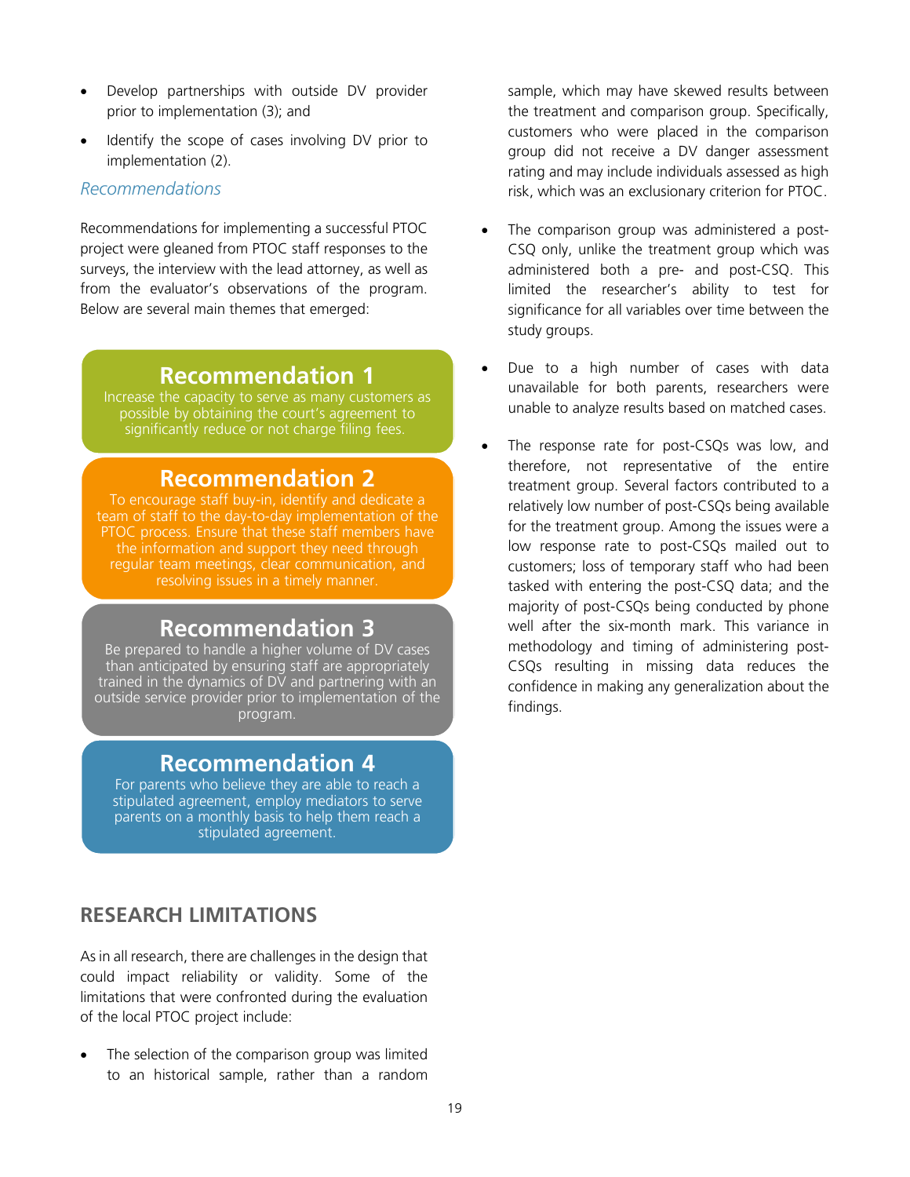- Develop partnerships with outside DV provider prior to implementation (3); and
- Identify the scope of cases involving DV prior to implementation (2).

### *Recommendations*

Recommendations for implementing a successful PTOC project were gleaned from PTOC staff responses to the surveys, the interview with the lead attorney, as well as from the evaluator's observations of the program. Below are several main themes that emerged:

**Recommendation 1**

Increase the capacity to serve as many customers as possible by obtaining the court's agreement to significantly reduce or not charge filing fees.

**Recommendation 2**

To encourage staff buy-in, identify and dedicate a team of staff to the day-to-day implementation of the PTOC process. Ensure that these staff members have the information and support they need through regular team meetings, clear communication, and resolving issues in a timely manner.

**Recommendation 3**

Be prepared to handle a higher volume of DV cases than anticipated by ensuring staff are appropriately trained in the dynamics of DV and partnering with an outside service provider prior to implementation of the program.

**Recommendation 4**

For parents who believe they are able to reach a stipulated agreement, employ mediators to serve parents on a monthly basis to help them reach a stipulated agreement.

## RESEARCH LIMITATIONS

As in all research, there are challenges in the design that could impact reliability or validity. Some of the limitations that were confronted during the evaluation of the local PTOC project include:

- The selection of the comparison group was limited to an historical sample, rather than a random sample, which may have skewed results between the treatment and comparison group. Specifically, customers who were placed in the comparison group did not receive a DV danger assessment rating and may include individuals assessed as high risk, which was an exclusionary criterion for PTOC.
- The comparison group was administered a post-CSQ only, unlike the treatment group which was administered both a pre- and post-CSQ. This limited the researcher's ability to test for significance for all variables over time between the study groups.
- Due to a high number of cases with data unavailable for both parents, researchers were unable to analyze results based on matched cases.
- The response rate for post-CSQs was low, and therefore, not representative of the entire treatment group. Several factors contributed to a relatively low number of post-CSQs being available for the treatment group. Among the issues were a low response rate to post-CSQs mailed out to customers; loss of temporary staff who had been tasked with entering the post-CSQ data; and the majority of post-CSQs being conducted by phone well after the six-month mark. This variance in methodology and timing of administering post-CSQs resulting in missing data reduces the confidence in making any generalization about the findings.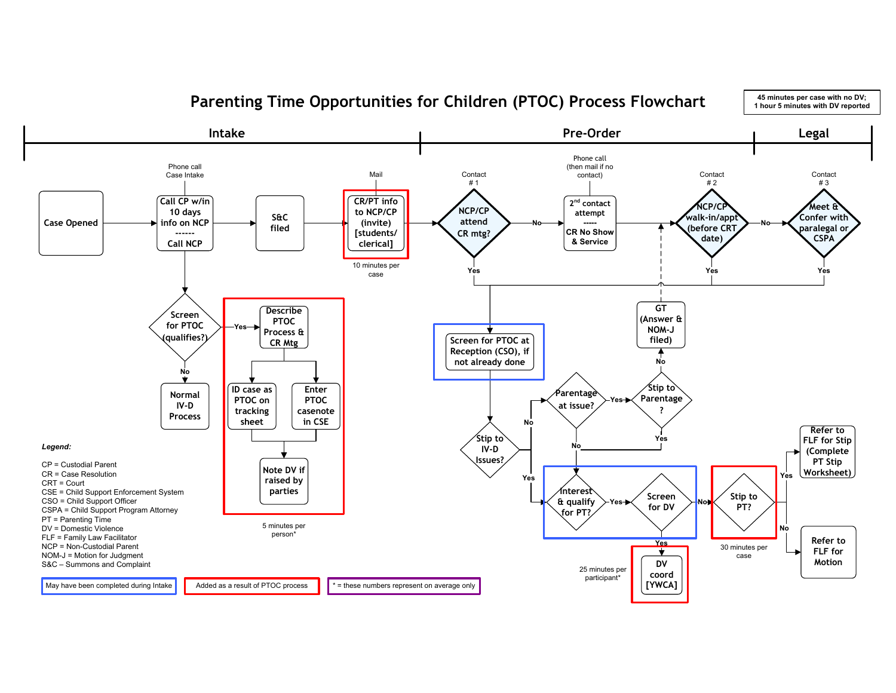# Parenting Time Opportunities for Children (PTOC) Process Flowchart

45 minutes per case with no DV;
1 hour 5 minutes with DV reported

**Intake** | **Pre-Order** | **Legal**

Case Opened → Call CP w/in 10 days info on NCP ------ Call NCP (Phone call Case Intake) → S&C filed → CR/PT info to NCP/CP (invite) [students/ clerical] (Mail; 10 minutes per case) → NCP/CP attend CR mtg? (Contact # 1)

Call CP w/in 10 days info on NCP → Screen for PTOC (qualifies?)
- No → Normal IV-D Process
- Yes → Describe PTOC Process & CR Mtg → ID case as PTOC on tracking sheet; Enter PTOC casenote in CSE → Note DV if raised by parties (5 minutes per person*)

NCP/CP attend CR mtg? (Contact # 1)
- No → 2nd contact attempt ----- CR No Show & Service (Phone call (then mail if no contact)) → NCP/CP walk-in/appt (before CRT date)? (Contact # 2)
  - No → Meet & Confer with paralegal or CSPA (Contact # 3)
- Yes → Screen for PTOC at Reception (CSO), if not already done → Stip to IV-D Issues?
  - No → Parentage at issue?
    - Yes → Stip to Parentage?
      - No → GT (Answer & NOM-J filed)
      - Yes → Interest & qualify for PT?
    - No → Interest & qualify for PT?
  - Yes → Interest & qualify for PT? → Yes → Screen for DV
    - Yes → DV coord [YWCA] (25 minutes per participant*)
    - No → Stip to PT? (30 minutes per case)
      - Yes → Refer to FLF for Stip (Complete PT Stip Worksheet)
      - No → Refer to FLF for Motion

*Legend:*

CP = Custodial Parent
CR = Case Resolution
CRT = Court
CSE = Child Support Enforcement System
CSO = Child Support Officer
CSPA = Child Support Program Attorney
PT = Parenting Time
DV = Domestic Violence
FLF = Family Law Facilitator
NCP = Non-Custodial Parent
NOM-J = Motion for Judgment
S&C – Summons and Complaint

May have been completed during Intake | Added as a result of PTOC process | * = these numbers represent on average only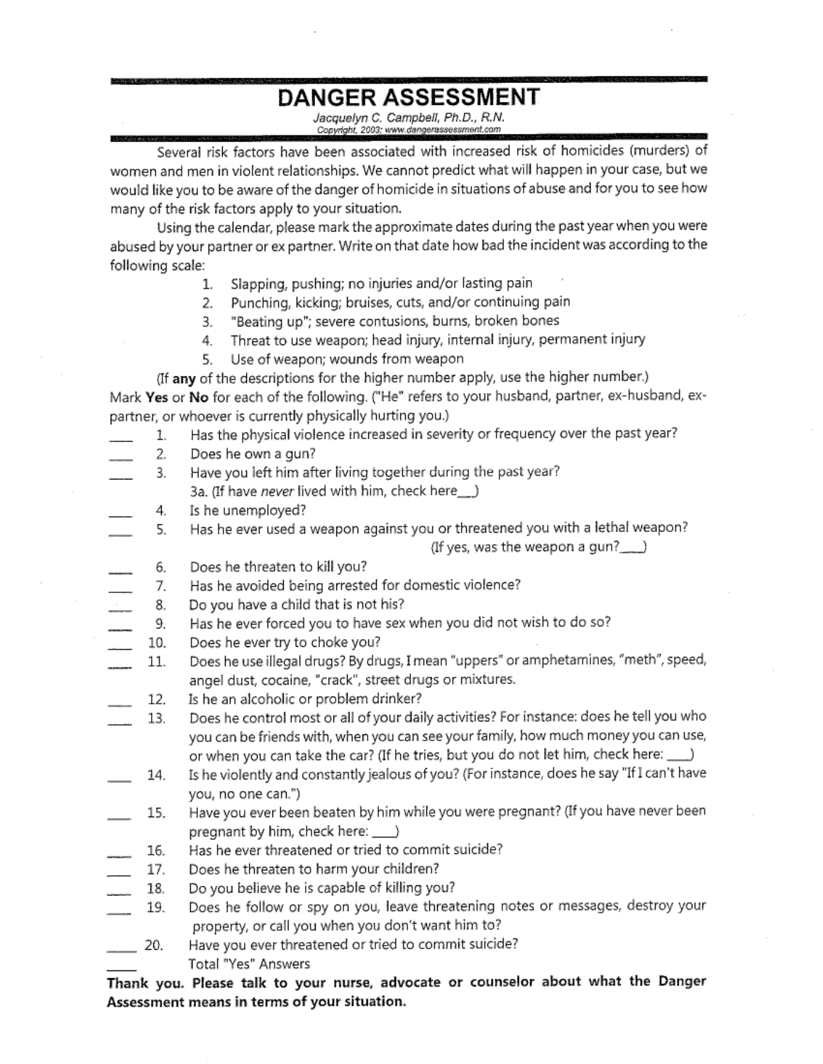# DANGER ASSESSMENT

*Jacquelyn C. Campbell, Ph.D., R.N.*
Copyright, 2003; www.dangerassessment.com

Several risk factors have been associated with increased risk of homicides (murders) of women and men in violent relationships. We cannot predict what will happen in your case, but we would like you to be aware of the danger of homicide in situations of abuse and for you to see how many of the risk factors apply to your situation.

Using the calendar, please mark the approximate dates during the past year when you were abused by your partner or ex partner. Write on that date how bad the incident was according to the following scale:

1. Slapping, pushing; no injuries and/or lasting pain
2. Punching, kicking; bruises, cuts, and/or continuing pain
3. "Beating up"; severe contusions, burns, broken bones
4. Threat to use weapon; head injury, internal injury, permanent injury
5. Use of weapon; wounds from weapon

(If **any** of the descriptions for the higher number apply, use the higher number.)

Mark **Yes** or **No** for each of the following. ("He" refers to your husband, partner, ex-husband, ex-partner, or whoever is currently physically hurting you.)

___ 1. Has the physical violence increased in severity or frequency over the past year?
___ 2. Does he own a gun?
___ 3. Have you left him after living together during the past year?
  3a. (If have *never* lived with him, check here___)
___ 4. Is he unemployed?
___ 5. Has he ever used a weapon against you or threatened you with a lethal weapon?
  (If yes, was the weapon a gun?___)
___ 6. Does he threaten to kill you?
___ 7. Has he avoided being arrested for domestic violence?
___ 8. Do you have a child that is not his?
___ 9. Has he ever forced you to have sex when you did not wish to do so?
___ 10. Does he ever try to choke you?
___ 11. Does he use illegal drugs? By drugs, I mean "uppers" or amphetamines, "meth", speed, angel dust, cocaine, "crack", street drugs or mixtures.
___ 12. Is he an alcoholic or problem drinker?
___ 13. Does he control most or all of your daily activities? For instance: does he tell you who you can be friends with, when you can see your family, how much money you can use, or when you can take the car? (If he tries, but you do not let him, check here: ___)
___ 14. Is he violently and constantly jealous of you? (For instance, does he say "If I can't have you, no one can.")
___ 15. Have you ever been beaten by him while you were pregnant? (If you have never been pregnant by him, check here: ___)
___ 16. Has he ever threatened or tried to commit suicide?
___ 17. Does he threaten to harm your children?
___ 18. Do you believe he is capable of killing you?
___ 19. Does he follow or spy on you, leave threatening notes or messages, destroy your property, or call you when you don't want him to?
___ 20. Have you ever threatened or tried to commit suicide?
___ Total "Yes" Answers

**Thank you. Please talk to your nurse, advocate or counselor about what the Danger Assessment means in terms of your situation.**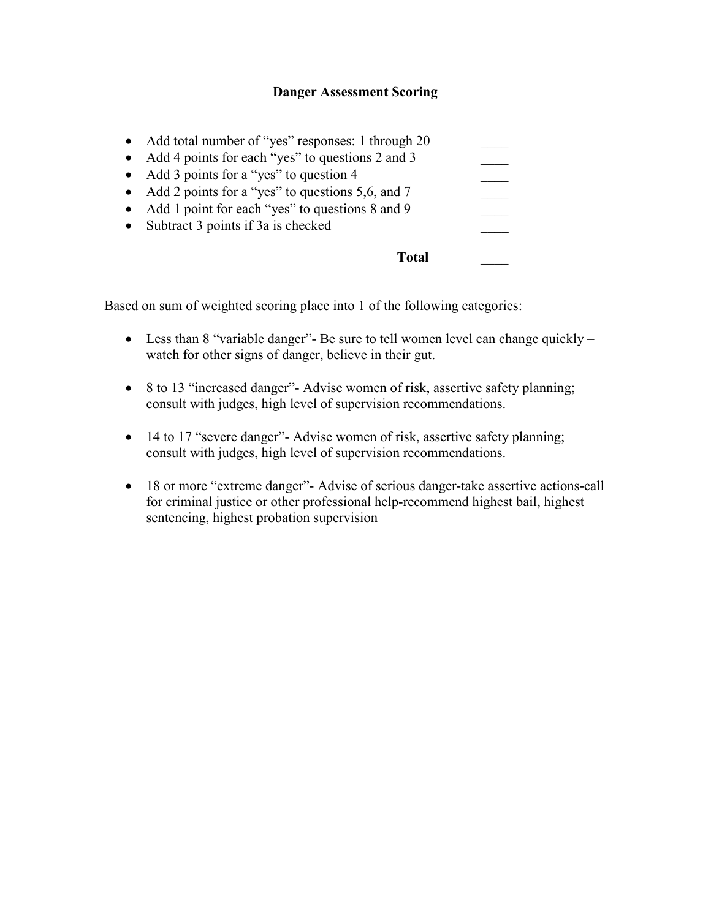## Danger Assessment Scoring

| | |
|---|---|
| • Add total number of "yes" responses: 1 through 20 | ____ |
| • Add 4 points for each "yes" to questions 2 and 3 | ____ |
| • Add 3 points for a "yes" to question 4 | ____ |
| • Add 2 points for a "yes" to questions 5,6, and 7 | ____ |
| • Add 1 point for each "yes" to questions 8 and 9 | ____ |
| • Subtract 3 points if 3a is checked | ____ |
| **Total** | ____ |

Based on sum of weighted scoring place into 1 of the following categories:

- Less than 8 "variable danger"- Be sure to tell women level can change quickly – watch for other signs of danger, believe in their gut.
- 8 to 13 "increased danger"- Advise women of risk, assertive safety planning; consult with judges, high level of supervision recommendations.
- 14 to 17 "severe danger"- Advise women of risk, assertive safety planning; consult with judges, high level of supervision recommendations.
- 18 or more "extreme danger"- Advise of serious danger-take assertive actions-call for criminal justice or other professional help-recommend highest bail, highest sentencing, highest probation supervision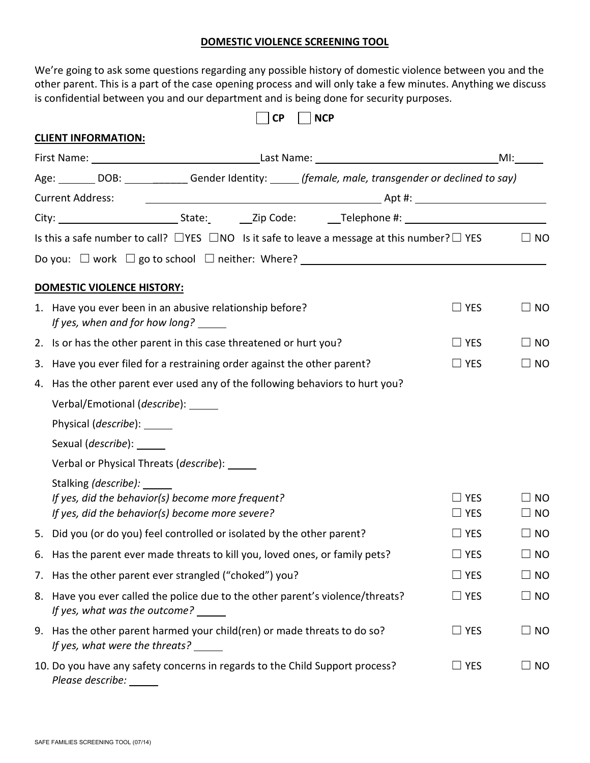# DOMESTIC VIOLENCE SCREENING TOOL

We're going to ask some questions regarding any possible history of domestic violence between you and the other parent. This is a part of the case opening process and will only take a few minutes. Anything we discuss is confidential between you and our department and is being done for security purposes.

☐ **CP** ☐ **NCP**

**CLIENT INFORMATION:**

First Name: ____________________ Last Name: ____________________ MI: _____

Age: ______ DOB: ___________ Gender Identity: _____ *(female, male, transgender or declined to say)*

Current Address: ______________________________ Apt #: ______________

City: ______________ State: ___ Zip Code: ___ Telephone #: ______________

Is this a safe number to call? ☐YES ☐NO Is it safe to leave a message at this number? ☐ YES ☐ NO

Do you: ☐ work ☐ go to school ☐ neither: Where? ______________________________

**DOMESTIC VIOLENCE HISTORY:**

1. Have you ever been in an abusive relationship before? ☐ YES ☐ NO
   *If yes, when and for how long?* _____
2. Is or has the other parent in this case threatened or hurt you? ☐ YES ☐ NO
3. Have you ever filed for a restraining order against the other parent? ☐ YES ☐ NO
4. Has the other parent ever used any of the following behaviors to hurt you?

   Verbal/Emotional (*describe*): _____

   Physical (*describe*): _____

   Sexual (*describe*): _____

   Verbal or Physical Threats (*describe*): _____

   Stalking *(describe):* _____

   *If yes, did the behavior(s) become more frequent?* ☐ YES ☐ NO

   *If yes, did the behavior(s) become more severe?* ☐ YES ☐ NO
5. Did you (or do you) feel controlled or isolated by the other parent? ☐ YES ☐ NO
6. Has the parent ever made threats to kill you, loved ones, or family pets? ☐ YES ☐ NO
7. Has the other parent ever strangled ("choked") you? ☐ YES ☐ NO
8. Have you ever called the police due to the other parent's violence/threats? ☐ YES ☐ NO
   *If yes, what was the outcome?* _____
9. Has the other parent harmed your child(ren) or made threats to do so? ☐ YES ☐ NO
   *If yes, what were the threats?* _____
10. Do you have any safety concerns in regards to the Child Support process? ☐ YES ☐ NO
    *Please describe:* _____

SAFE FAMILIES SCREENING TOOL (07/14)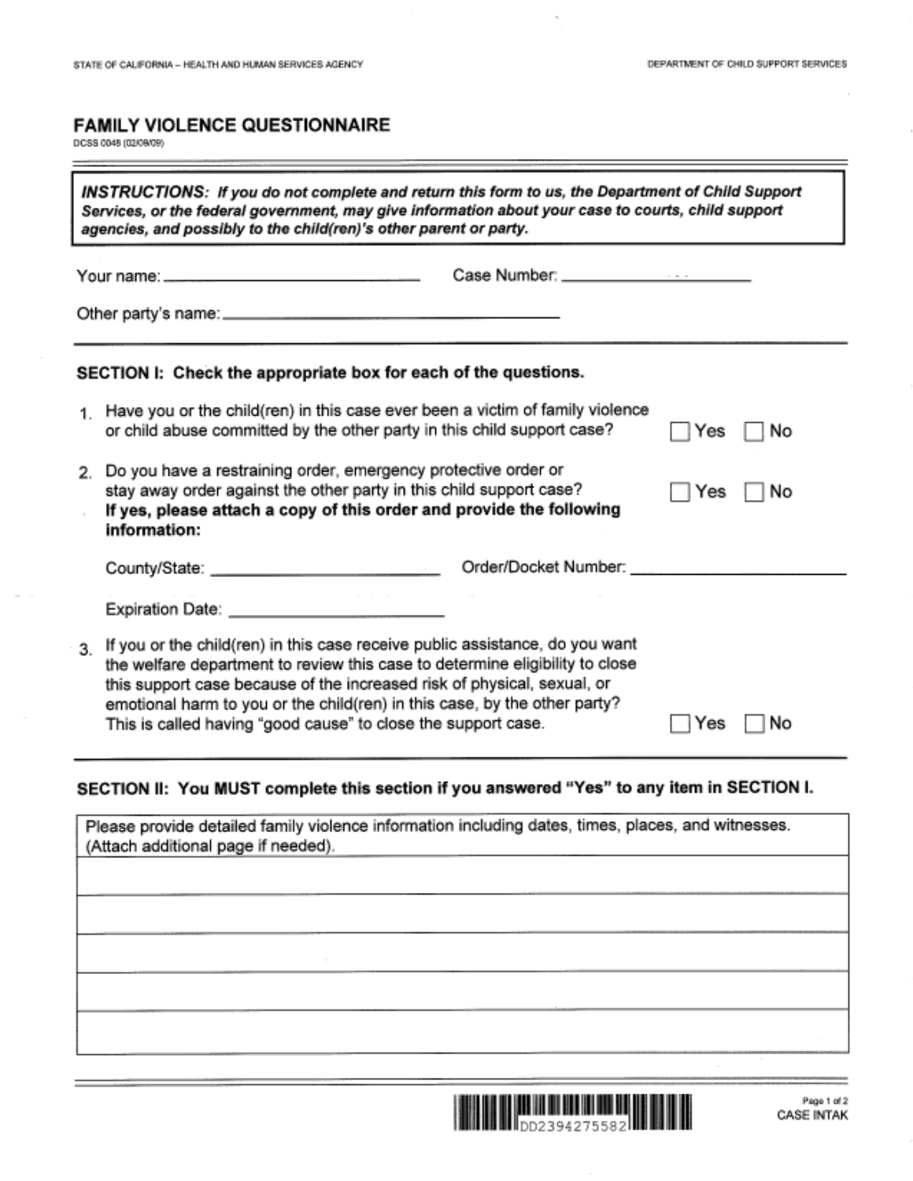STATE OF CALIFORNIA – HEALTH AND HUMAN SERVICES AGENCY

DEPARTMENT OF CHILD SUPPORT SERVICES

# FAMILY VIOLENCE QUESTIONNAIRE

DCSS 0048 (02/09/09)

***INSTRUCTIONS:*** ***If you do not complete and return this form to us, the Department of Child Support Services, or the federal government, may give information about your case to courts, child support agencies, and possibly to the child(ren)'s other parent or party.***

Your name: ______________________ Case Number: ______________________

Other party's name: ______________________

**SECTION I: Check the appropriate box for each of the questions.**

1. Have you or the child(ren) in this case ever been a victim of family violence or child abuse committed by the other party in this child support case? ☐ Yes ☐ No

2. Do you have a restraining order, emergency protective order or stay away order against the other party in this child support case? ☐ Yes ☐ No
   **If yes, please attach a copy of this order and provide the following information:**

   County/State: ______________________ Order/Docket Number: ______________________

   Expiration Date: ______________________

3. If you or the child(ren) in this case receive public assistance, do you want the welfare department to review this case to determine eligibility to close this support case because of the increased risk of physical, sexual, or emotional harm to you or the child(ren) in this case, by the other party? This is called having "good cause" to close the support case. ☐ Yes ☐ No

**SECTION II: You MUST complete this section if you answered "Yes" to any item in SECTION I.**

| Please provide detailed family violence information including dates, times, places, and witnesses. (Attach additional page if needed). |
| --- |
| |
| |
| |
| |
| |

DD2394275582

CASE INTAK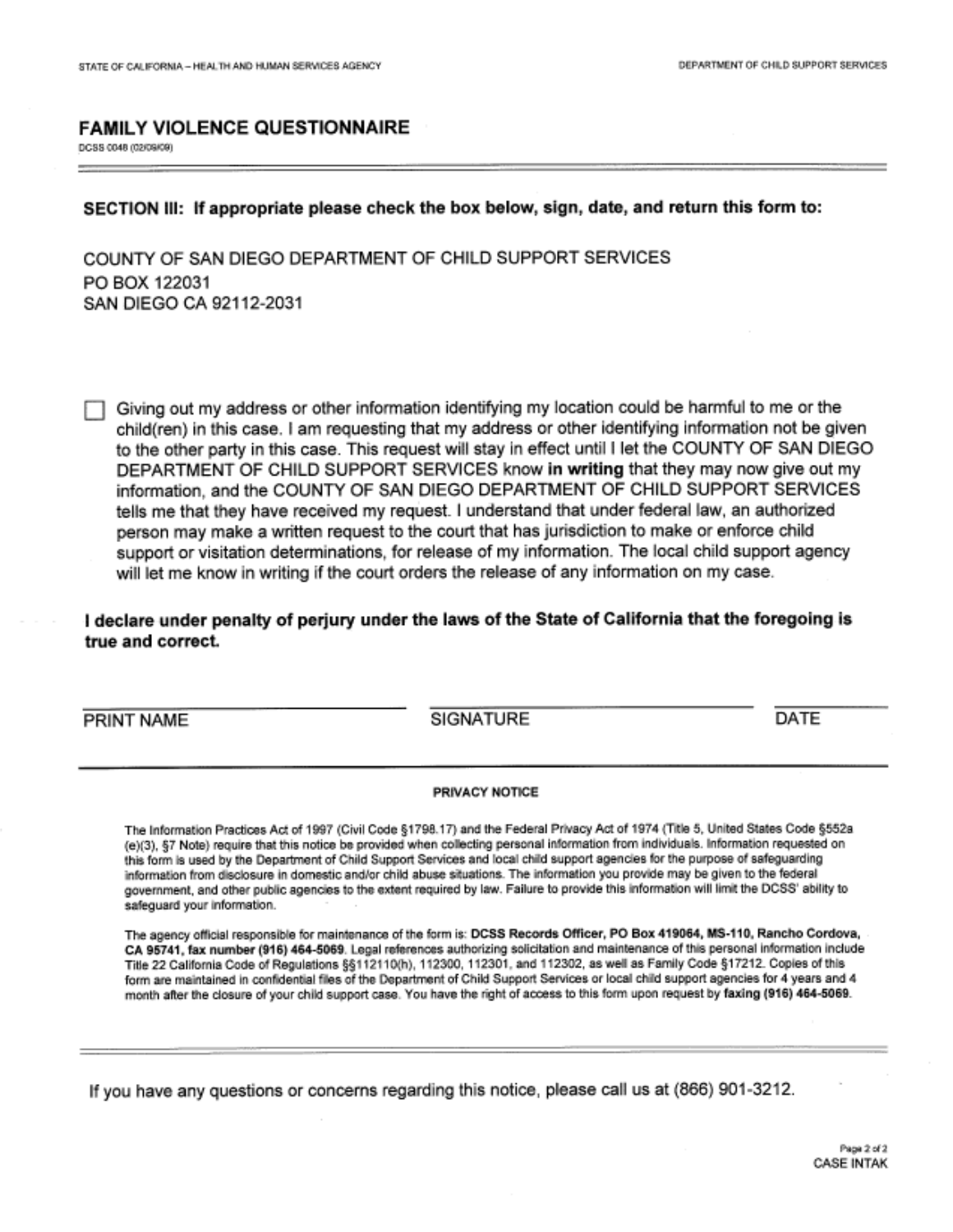# FAMILY VIOLENCE QUESTIONNAIRE

DCSS 0048 (02/09/09)

---

**SECTION III: If appropriate please check the box below, sign, date, and return this form to:**

COUNTY OF SAN DIEGO DEPARTMENT OF CHILD SUPPORT SERVICES
PO BOX 122031
SAN DIEGO CA 92112-2031

☐ Giving out my address or other information identifying my location could be harmful to me or the child(ren) in this case. I am requesting that my address or other identifying information not be given to the other party in this case. This request will stay in effect until I let the COUNTY OF SAN DIEGO DEPARTMENT OF CHILD SUPPORT SERVICES know **in writing** that they may now give out my information, and the COUNTY OF SAN DIEGO DEPARTMENT OF CHILD SUPPORT SERVICES tells me that they have received my request. I understand that under federal law, an authorized person may make a written request to the court that has jurisdiction to make or enforce child support or visitation determinations, for release of my information. The local child support agency will let me know in writing if the court orders the release of any information on my case.

**I declare under penalty of perjury under the laws of the State of California that the foregoing is true and correct.**

| PRINT NAME | SIGNATURE | DATE |
|---|---|---|
| | | |

---

### PRIVACY NOTICE

The Information Practices Act of 1997 (Civil Code §1798.17) and the Federal Privacy Act of 1974 (Title 5, United States Code §552a (e)(3), §7 Note) require that this notice be provided when collecting personal information from individuals. Information requested on this form is used by the Department of Child Support Services and local child support agencies for the purpose of safeguarding information from disclosure in domestic and/or child abuse situations. The information you provide may be given to the federal government, and other public agencies to the extent required by law. Failure to provide this information will limit the DCSS' ability to safeguard your information.

The agency official responsible for maintenance of the form is: **DCSS Records Officer, PO Box 419064, MS-110, Rancho Cordova, CA 95741, fax number (916) 464-5069**. Legal references authorizing solicitation and maintenance of this personal information include Title 22 California Code of Regulations §§112110(h), 112300, 112301, and 112302, as well as Family Code §17212. Copies of this form are maintained in confidential files of the Department of Child Support Services or local child support agencies for 4 years and 4 month after the closure of your child support case. You have the right of access to this form upon request by **faxing (916) 464-5069**.

---

If you have any questions or concerns regarding this notice, please call us at (866) 901-3212.

CASE INTAK